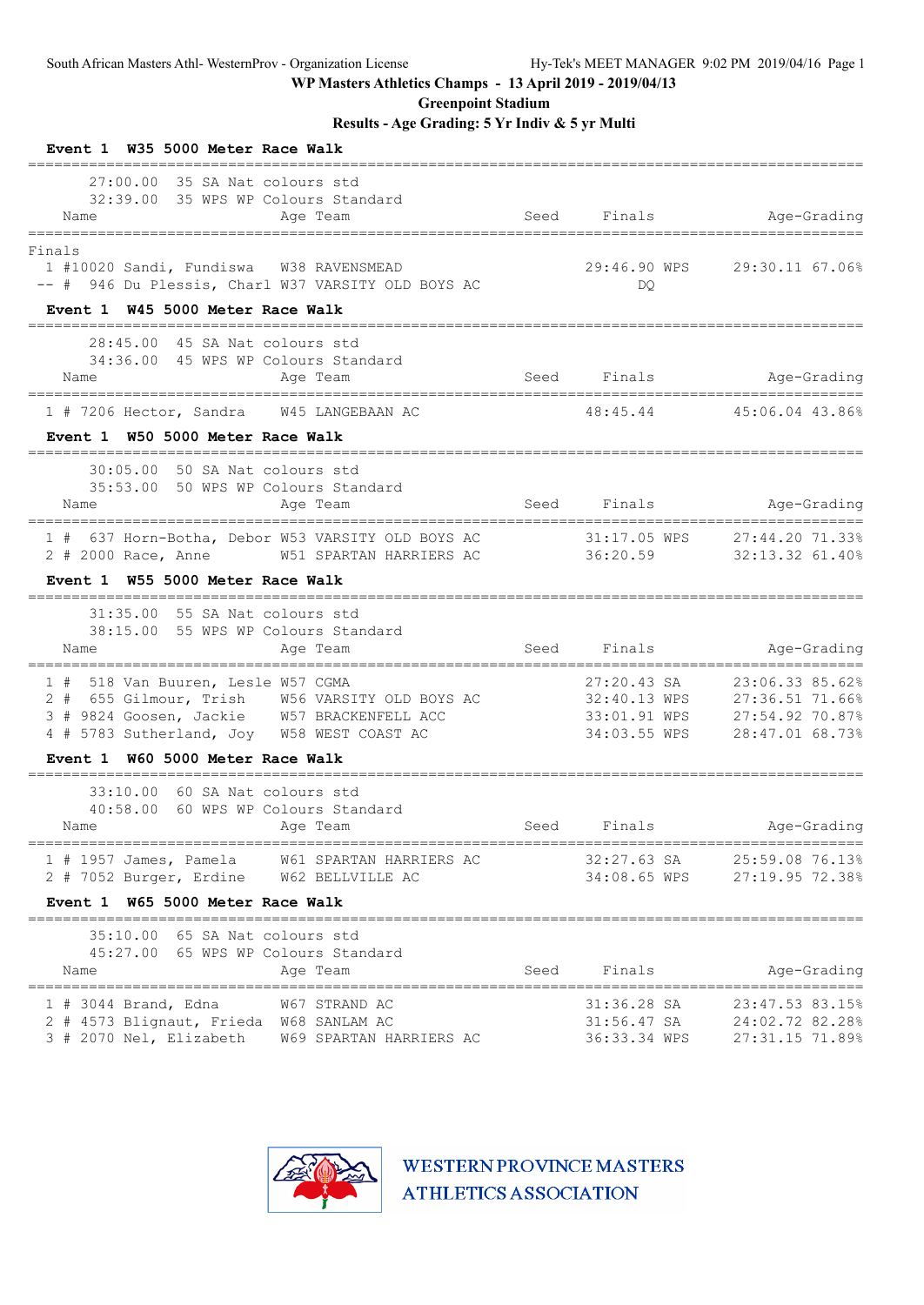**WP Masters Athletics Champs - 13 April 2019 - 2019/04/13**

**Greenpoint Stadium**

**Results - Age Grading: 5 Yr Indiv & 5 yr Multi**

### Event 1 W35 5000 Meter Race Walk

27:00.00 35 SA Nat colours std
32:39.00 35 WPS WP Colours Standard

Finals

| Place | Comp# | Name | Age | Team | Seed | Finals | | Age-Grading | |
|---|---|---|---|---|---|---|---|---|---|
| 1 | #10020 | Sandi, Fundiswa | W38 | RAVENSMEAD | | 29:46.90 | WPS | 29:30.11 | 67.06% |
| -- | # 946 | Du Plessis, Charl | W37 | VARSITY OLD BOYS AC | | DQ | | | |

### Event 1 W45 5000 Meter Race Walk

28:45.00 45 SA Nat colours std
34:36.00 45 WPS WP Colours Standard

| Place | Comp# | Name | Age | Team | Seed | Finals | | Age-Grading | |
|---|---|---|---|---|---|---|---|---|---|
| 1 | # 7206 | Hector, Sandra | W45 | LANGEBAAN AC | | 48:45.44 | | 45:06.04 | 43.86% |

### Event 1 W50 5000 Meter Race Walk

30:05.00 50 SA Nat colours std
35:53.00 50 WPS WP Colours Standard

| Place | Comp# | Name | Age | Team | Seed | Finals | | Age-Grading | |
|---|---|---|---|---|---|---|---|---|---|
| 1 | # 637 | Horn-Botha, Debor | W53 | VARSITY OLD BOYS AC | | 31:17.05 | WPS | 27:44.20 | 71.33% |
| 2 | # 2000 | Race, Anne | W51 | SPARTAN HARRIERS AC | | 36:20.59 | | 32:13.32 | 61.40% |

### Event 1 W55 5000 Meter Race Walk

31:35.00 55 SA Nat colours std
38:15.00 55 WPS WP Colours Standard

| Place | Comp# | Name | Age | Team | Seed | Finals | | Age-Grading | |
|---|---|---|---|---|---|---|---|---|---|
| 1 | # 518 | Van Buuren, Lesle | W57 | CGMA | | 27:20.43 | SA | 23:06.33 | 85.62% |
| 2 | # 655 | Gilmour, Trish | W56 | VARSITY OLD BOYS AC | | 32:40.13 | WPS | 27:36.51 | 71.66% |
| 3 | # 9824 | Goosen, Jackie | W57 | BRACKENFELL ACC | | 33:01.91 | WPS | 27:54.92 | 70.87% |
| 4 | # 5783 | Sutherland, Joy | W58 | WEST COAST AC | | 34:03.55 | WPS | 28:47.01 | 68.73% |

### Event 1 W60 5000 Meter Race Walk

33:10.00 60 SA Nat colours std
40:58.00 60 WPS WP Colours Standard

| Place | Comp# | Name | Age | Team | Seed | Finals | | Age-Grading | |
|---|---|---|---|---|---|---|---|---|---|
| 1 | # 1957 | James, Pamela | W61 | SPARTAN HARRIERS AC | | 32:27.63 | SA | 25:59.08 | 76.13% |
| 2 | # 7052 | Burger, Erdine | W62 | BELLVILLE AC | | 34:08.65 | WPS | 27:19.95 | 72.38% |

### Event 1 W65 5000 Meter Race Walk

35:10.00 65 SA Nat colours std
45:27.00 65 WPS WP Colours Standard

| Place | Comp# | Name | Age | Team | Seed | Finals | | Age-Grading | |
|---|---|---|---|---|---|---|---|---|---|
| 1 | # 3044 | Brand, Edna | W67 | STRAND AC | | 31:36.28 | SA | 23:47.53 | 83.15% |
| 2 | # 4573 | Blignaut, Frieda | W68 | SANLAM AC | | 31:56.47 | SA | 24:02.72 | 82.28% |
| 3 | # 2070 | Nel, Elizabeth | W69 | SPARTAN HARRIERS AC | | 36:33.34 | WPS | 27:31.15 | 71.89% |

WESTERN PROVINCE MASTERS ATHLETICS ASSOCIATION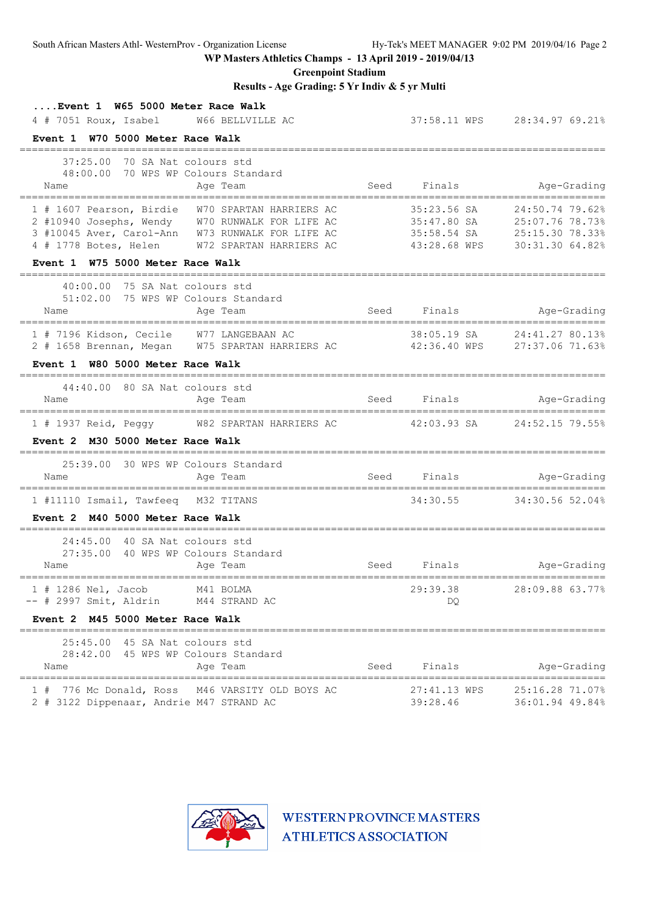WP Masters Athletics Champs - 13 April 2019 - 2019/04/13

Greenpoint Stadium

Results - Age Grading: 5 Yr Indiv & 5 yr Multi

**....Event 1 W65 5000 Meter Race Walk**

| Place | Name | Age Team | Seed | Finals | | Age-Grading | |
|---|---|---|---|---|---|---|---|
| 4 | # 7051 Roux, Isabel | W66 BELLVILLE AC | | 37:58.11 | WPS | 28:34.97 | 69.21% |

**Event 1 W70 5000 Meter Race Walk**

37:25.00 70 SA Nat colours std
48:00.00 70 WPS WP Colours Standard

| Place | Name | Age Team | Seed | Finals | | Age-Grading | |
|---|---|---|---|---|---|---|---|
| 1 | # 1607 Pearson, Birdie | W70 SPARTAN HARRIERS AC | | 35:23.56 | SA | 24:50.74 | 79.62% |
| 2 | #10940 Josephs, Wendy | W70 RUNWALK FOR LIFE AC | | 35:47.80 | SA | 25:07.76 | 78.73% |
| 3 | #10045 Aver, Carol-Ann | W73 RUNWALK FOR LIFE AC | | 35:58.54 | SA | 25:15.30 | 78.33% |
| 4 | # 1778 Botes, Helen | W72 SPARTAN HARRIERS AC | | 43:28.68 | WPS | 30:31.30 | 64.82% |

**Event 1 W75 5000 Meter Race Walk**

40:00.00 75 SA Nat colours std
51:02.00 75 WPS WP Colours Standard

| Place | Name | Age Team | Seed | Finals | | Age-Grading | |
|---|---|---|---|---|---|---|---|
| 1 | # 7196 Kidson, Cecile | W77 LANGEBAAN AC | | 38:05.19 | SA | 24:41.27 | 80.13% |
| 2 | # 1658 Brennan, Megan | W75 SPARTAN HARRIERS AC | | 42:36.40 | WPS | 27:37.06 | 71.63% |

**Event 1 W80 5000 Meter Race Walk**

44:40.00 80 SA Nat colours std

| Place | Name | Age Team | Seed | Finals | | Age-Grading | |
|---|---|---|---|---|---|---|---|
| 1 | # 1937 Reid, Peggy | W82 SPARTAN HARRIERS AC | | 42:03.93 | SA | 24:52.15 | 79.55% |

**Event 2 M30 5000 Meter Race Walk**

25:39.00 30 WPS WP Colours Standard

| Place | Name | Age Team | Seed | Finals | | Age-Grading | |
|---|---|---|---|---|---|---|---|
| 1 | #11110 Ismail, Tawfeeq | M32 TITANS | | 34:30.55 | | 34:30.56 | 52.04% |

**Event 2 M40 5000 Meter Race Walk**

24:45.00 40 SA Nat colours std
27:35.00 40 WPS WP Colours Standard

| Place | Name | Age Team | Seed | Finals | | Age-Grading | |
|---|---|---|---|---|---|---|---|
| 1 | # 1286 Nel, Jacob | M41 BOLMA | | 29:39.38 | | 28:09.88 | 63.77% |
| -- | # 2997 Smit, Aldrin | M44 STRAND AC | | DQ | | | |

**Event 2 M45 5000 Meter Race Walk**

25:45.00 45 SA Nat colours std
28:42.00 45 WPS WP Colours Standard

| Place | Name | Age Team | Seed | Finals | | Age-Grading | |
|---|---|---|---|---|---|---|---|
| 1 | # 776 Mc Donald, Ross | M46 VARSITY OLD BOYS AC | | 27:41.13 | WPS | 25:16.28 | 71.07% |
| 2 | # 3122 Dippenaar, Andrie | M47 STRAND AC | | 39:28.46 | | 36:01.94 | 49.84% |

WESTERN PROVINCE MASTERS ATHLETICS ASSOCIATION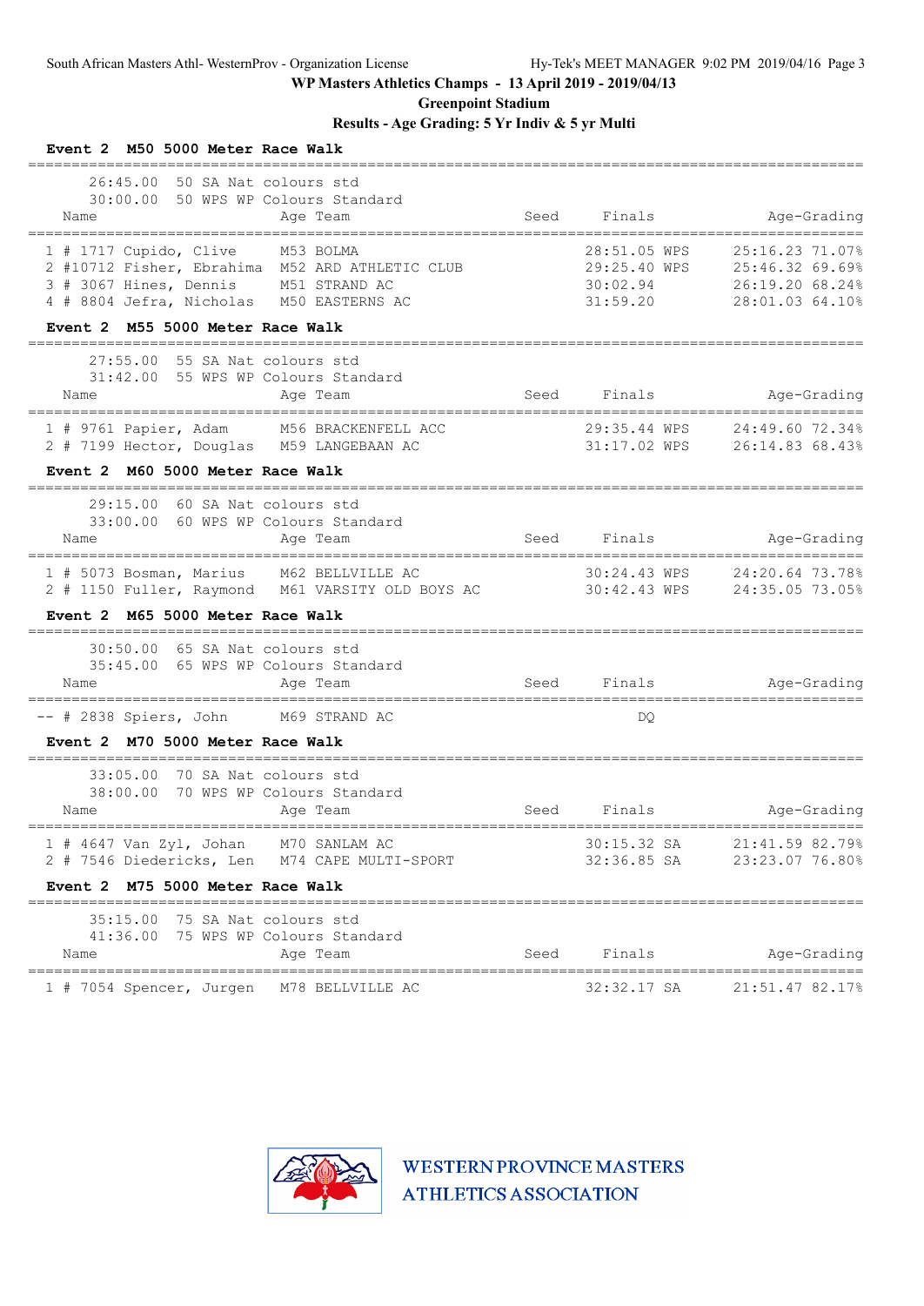**WP Masters Athletics Champs - 13 April 2019 - 2019/04/13**

**Greenpoint Stadium**

**Results - Age Grading: 5 Yr Indiv & 5 yr Multi**

### Event 2 M50 5000 Meter Race Walk

26:45.00 50 SA Nat colours std
30:00.00 50 WPS WP Colours Standard

| Pl | Name | Age | Team | Seed | Finals | | Age-Grading | |
|---|---|---|---|---|---|---|---|---|
| 1 | # 1717 Cupido, Clive | M53 | BOLMA | | 28:51.05 | WPS | 25:16.23 | 71.07% |
| 2 | #10712 Fisher, Ebrahima | M52 | ARD ATHLETIC CLUB | | 29:25.40 | WPS | 25:46.32 | 69.69% |
| 3 | # 3067 Hines, Dennis | M51 | STRAND AC | | 30:02.94 | | 26:19.20 | 68.24% |
| 4 | # 8804 Jefra, Nicholas | M50 | EASTERNS AC | | 31:59.20 | | 28:01.03 | 64.10% |

### Event 2 M55 5000 Meter Race Walk

27:55.00 55 SA Nat colours std
31:42.00 55 WPS WP Colours Standard

| Pl | Name | Age | Team | Seed | Finals | | Age-Grading | |
|---|---|---|---|---|---|---|---|---|
| 1 | # 9761 Papier, Adam | M56 | BRACKENFELL ACC | | 29:35.44 | WPS | 24:49.60 | 72.34% |
| 2 | # 7199 Hector, Douglas | M59 | LANGEBAAN AC | | 31:17.02 | WPS | 26:14.83 | 68.43% |

### Event 2 M60 5000 Meter Race Walk

29:15.00 60 SA Nat colours std
33:00.00 60 WPS WP Colours Standard

| Pl | Name | Age | Team | Seed | Finals | | Age-Grading | |
|---|---|---|---|---|---|---|---|---|
| 1 | # 5073 Bosman, Marius | M62 | BELLVILLE AC | | 30:24.43 | WPS | 24:20.64 | 73.78% |
| 2 | # 1150 Fuller, Raymond | M61 | VARSITY OLD BOYS AC | | 30:42.43 | WPS | 24:35.05 | 73.05% |

### Event 2 M65 5000 Meter Race Walk

30:50.00 65 SA Nat colours std
35:45.00 65 WPS WP Colours Standard

| Pl | Name | Age | Team | Seed | Finals | | Age-Grading | |
|---|---|---|---|---|---|---|---|---|
| -- | # 2838 Spiers, John | M69 | STRAND AC | | DQ | | | |

### Event 2 M70 5000 Meter Race Walk

33:05.00 70 SA Nat colours std
38:00.00 70 WPS WP Colours Standard

| Pl | Name | Age | Team | Seed | Finals | | Age-Grading | |
|---|---|---|---|---|---|---|---|---|
| 1 | # 4647 Van Zyl, Johan | M70 | SANLAM AC | | 30:15.32 | SA | 21:41.59 | 82.79% |
| 2 | # 7546 Diedericks, Len | M74 | CAPE MULTI-SPORT | | 32:36.85 | SA | 23:23.07 | 76.80% |

### Event 2 M75 5000 Meter Race Walk

35:15.00 75 SA Nat colours std
41:36.00 75 WPS WP Colours Standard

| Pl | Name | Age | Team | Seed | Finals | | Age-Grading | |
|---|---|---|---|---|---|---|---|---|
| 1 | # 7054 Spencer, Jurgen | M78 | BELLVILLE AC | | 32:32.17 | SA | 21:51.47 | 82.17% |

WESTERN PROVINCE MASTERS ATHLETICS ASSOCIATION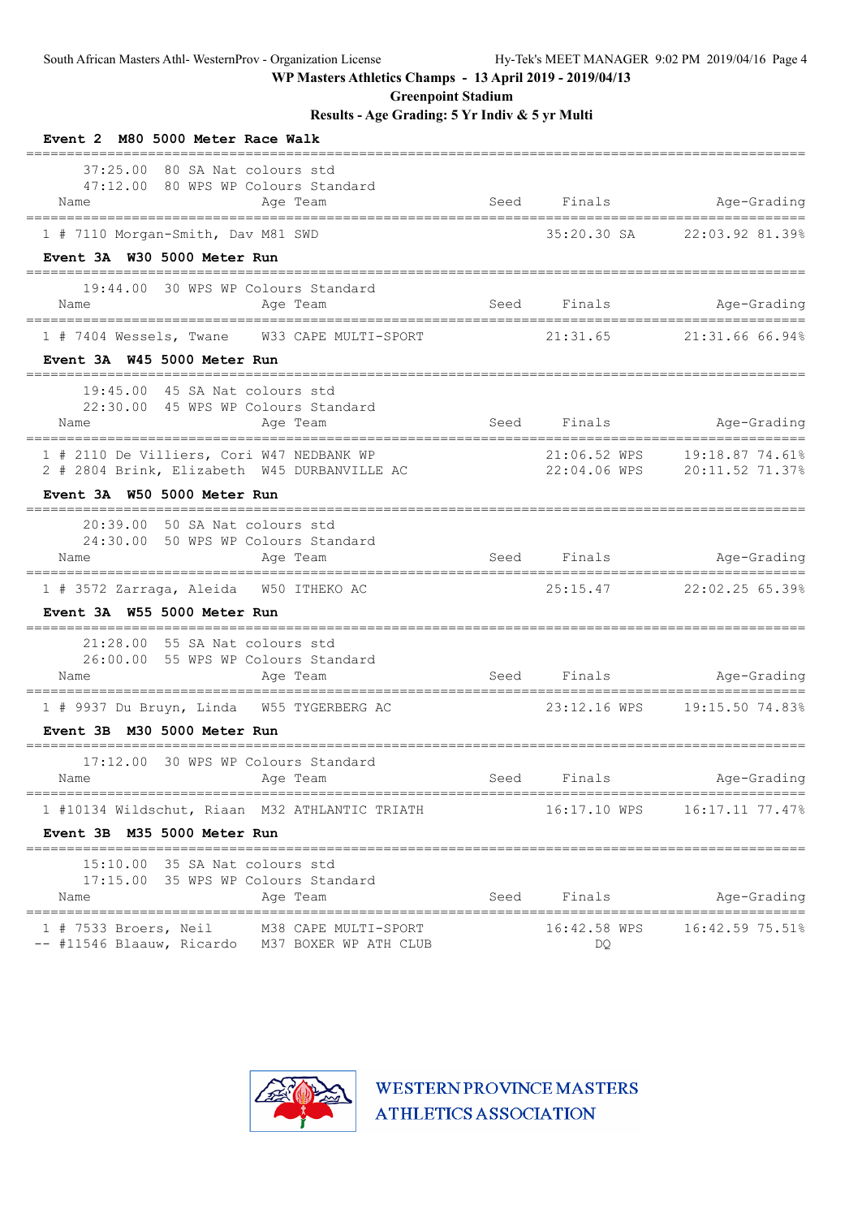WP Masters Athletics Champs - 13 April 2019 - 2019/04/13

Greenpoint Stadium

Results - Age Grading: 5 Yr Indiv & 5 yr Multi

### Event 2 M80 5000 Meter Race Walk

37:25.00 80 SA Nat colours std
47:12.00 80 WPS WP Colours Standard

| | Name | Age | Team | Seed | Finals | Age-Grading |
|---|---|---|---|---|---|---|
| 1 | # 7110 Morgan-Smith, Dav | M81 | SWD | | 35:20.30 SA | 22:03.92 81.39% |

### Event 3A W30 5000 Meter Run

19:44.00 30 WPS WP Colours Standard

| | Name | Age | Team | Seed | Finals | Age-Grading |
|---|---|---|---|---|---|---|
| 1 | # 7404 Wessels, Twane | W33 | CAPE MULTI-SPORT | | 21:31.65 | 21:31.66 66.94% |

### Event 3A W45 5000 Meter Run

19:45.00 45 SA Nat colours std
22:30.00 45 WPS WP Colours Standard

| | Name | Age | Team | Seed | Finals | Age-Grading |
|---|---|---|---|---|---|---|
| 1 | # 2110 De Villiers, Cori | W47 | NEDBANK WP | | 21:06.52 WPS | 19:18.87 74.61% |
| 2 | # 2804 Brink, Elizabeth | W45 | DURBANVILLE AC | | 22:04.06 WPS | 20:11.52 71.37% |

### Event 3A W50 5000 Meter Run

20:39.00 50 SA Nat colours std
24:30.00 50 WPS WP Colours Standard

| | Name | Age | Team | Seed | Finals | Age-Grading |
|---|---|---|---|---|---|---|
| 1 | # 3572 Zarraga, Aleida | W50 | ITHEKO AC | | 25:15.47 | 22:02.25 65.39% |

### Event 3A W55 5000 Meter Run

21:28.00 55 SA Nat colours std
26:00.00 55 WPS WP Colours Standard

| | Name | Age | Team | Seed | Finals | Age-Grading |
|---|---|---|---|---|---|---|
| 1 | # 9937 Du Bruyn, Linda | W55 | TYGERBERG AC | | 23:12.16 WPS | 19:15.50 74.83% |

### Event 3B M30 5000 Meter Run

17:12.00 30 WPS WP Colours Standard

| | Name | Age | Team | Seed | Finals | Age-Grading |
|---|---|---|---|---|---|---|
| 1 | #10134 Wildschut, Riaan | M32 | ATHLANTIC TRIATH | | 16:17.10 WPS | 16:17.11 77.47% |

### Event 3B M35 5000 Meter Run

15:10.00 35 SA Nat colours std
17:15.00 35 WPS WP Colours Standard

| | Name | Age | Team | Seed | Finals | Age-Grading |
|---|---|---|---|---|---|---|
| 1 | # 7533 Broers, Neil | M38 | CAPE MULTI-SPORT | | 16:42.58 WPS | 16:42.59 75.51% |
| -- | #11546 Blaauw, Ricardo | M37 | BOXER WP ATH CLUB | | DQ | |

WESTERN PROVINCE MASTERS ATHLETICS ASSOCIATION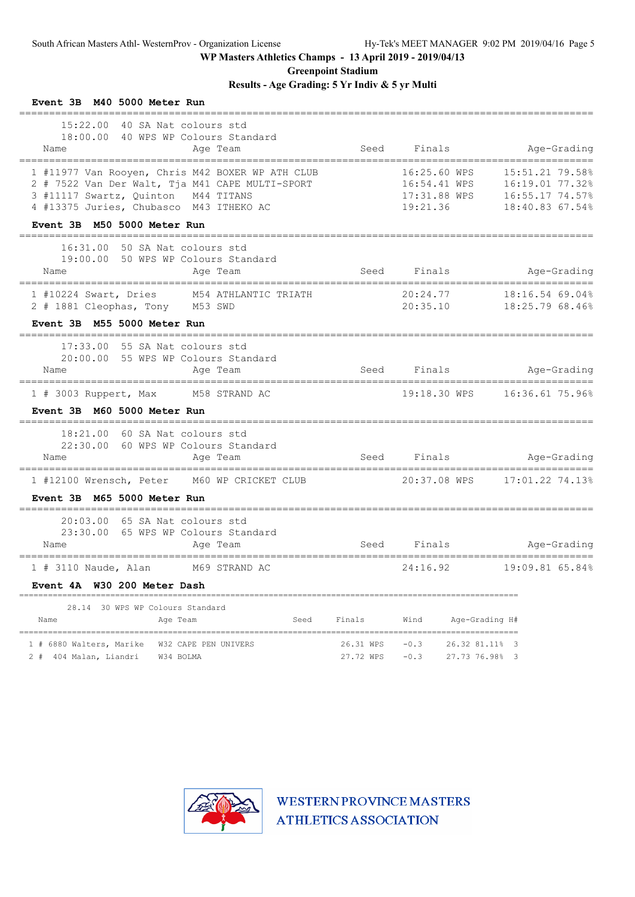**WP Masters Athletics Champs - 13 April 2019 - 2019/04/13**

**Greenpoint Stadium**

**Results - Age Grading: 5 Yr Indiv & 5 yr Multi**

### Event 3B M40 5000 Meter Run

15:22.00 40 SA Nat colours std
18:00.00 40 WPS WP Colours Standard

| Place | Name | Age | Team | Seed | Finals | Age-Grading |
|---|---|---|---|---|---|---|
| 1 | #11977 Van Rooyen, Chris | M42 | BOXER WP ATH CLUB | | 16:25.60 WPS | 15:51.21 79.58% |
| 2 | # 7522 Van Der Walt, Tja | M41 | CAPE MULTI-SPORT | | 16:54.41 WPS | 16:19.01 77.32% |
| 3 | #11117 Swartz, Quinton | M44 | TITANS | | 17:31.88 WPS | 16:55.17 74.57% |
| 4 | #13375 Juries, Chubasco | M43 | ITHEKO AC | | 19:21.36 | 18:40.83 67.54% |

### Event 3B M50 5000 Meter Run

16:31.00 50 SA Nat colours std
19:00.00 50 WPS WP Colours Standard

| Place | Name | Age | Team | Seed | Finals | Age-Grading |
|---|---|---|---|---|---|---|
| 1 | #10224 Swart, Dries | M54 | ATHLANTIC TRIATH | | 20:24.77 | 18:16.54 69.04% |
| 2 | # 1881 Cleophas, Tony | M53 | SWD | | 20:35.10 | 18:25.79 68.46% |

### Event 3B M55 5000 Meter Run

17:33.00 55 SA Nat colours std
20:00.00 55 WPS WP Colours Standard

| Place | Name | Age | Team | Seed | Finals | Age-Grading |
|---|---|---|---|---|---|---|
| 1 | # 3003 Ruppert, Max | M58 | STRAND AC | | 19:18.30 WPS | 16:36.61 75.96% |

### Event 3B M60 5000 Meter Run

18:21.00 60 SA Nat colours std
22:30.00 60 WPS WP Colours Standard

| Place | Name | Age | Team | Seed | Finals | Age-Grading |
|---|---|---|---|---|---|---|
| 1 | #12100 Wrensch, Peter | M60 | WP CRICKET CLUB | | 20:37.08 WPS | 17:01.22 74.13% |

### Event 3B M65 5000 Meter Run

20:03.00 65 SA Nat colours std
23:30.00 65 WPS WP Colours Standard

| Place | Name | Age | Team | Seed | Finals | Age-Grading |
|---|---|---|---|---|---|---|
| 1 | # 3110 Naude, Alan | M69 | STRAND AC | | 24:16.92 | 19:09.81 65.84% |

### Event 4A W30 200 Meter Dash

28.14 30 WPS WP Colours Standard

| Place | Name | Age | Team | Seed | Finals | Wind | Age-Grading | H# |
|---|---|---|---|---|---|---|---|---|
| 1 | # 6880 Walters, Marike | W32 | CAPE PEN UNIVERS | | 26.31 WPS | -0.3 | 26.32 81.11% | 3 |
| 2 | # 404 Malan, Liandri | W34 | BOLMA | | 27.72 WPS | -0.3 | 27.73 76.98% | 3 |

WESTERN PROVINCE MASTERS ATHLETICS ASSOCIATION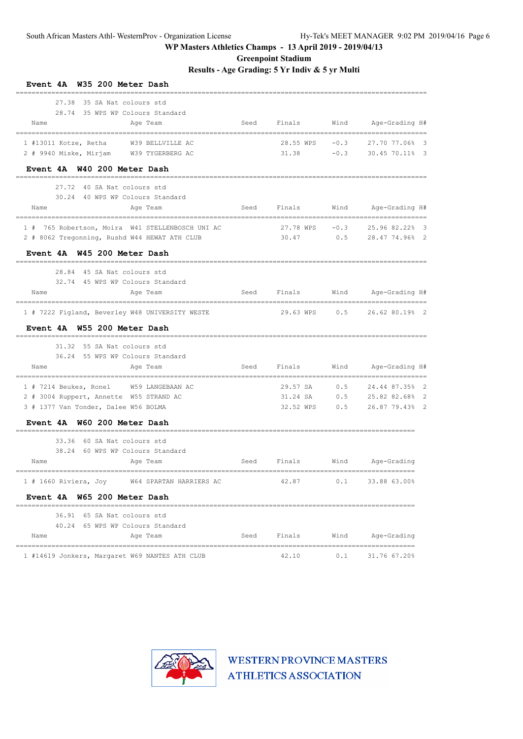WP Masters Athletics Champs - 13 April 2019 - 2019/04/13

Greenpoint Stadium

Results - Age Grading: 5 Yr Indiv & 5 yr Multi

## Event 4A W35 200 Meter Dash

27.38 35 SA Nat colours std
28.74 35 WPS WP Colours Standard

| Name | Age | Team | Seed | Finals | Wind | Age-Grading | H# |
|---|---|---|---|---|---|---|---|
| 1 #13011 Kotze, Retha | W39 | BELLVILLE AC | | 28.55 WPS | -0.3 | 27.70 77.06% | 3 |
| 2 # 9940 Miske, Mirjam | W39 | TYGERBERG AC | | 31.38 | -0.3 | 30.45 70.11% | 3 |

## Event 4A W40 200 Meter Dash

27.72 40 SA Nat colours std
30.24 40 WPS WP Colours Standard

| Name | Age | Team | Seed | Finals | Wind | Age-Grading | H# |
|---|---|---|---|---|---|---|---|
| 1 # 765 Robertson, Moira | W41 | STELLENBOSCH UNI AC | | 27.78 WPS | -0.3 | 25.96 82.22% | 3 |
| 2 # 8062 Tregonning, Rushd | W44 | HEWAT ATH CLUB | | 30.47 | 0.5 | 28.47 74.96% | 2 |

## Event 4A W45 200 Meter Dash

28.84 45 SA Nat colours std
32.74 45 WPS WP Colours Standard

| Name | Age | Team | Seed | Finals | Wind | Age-Grading | H# |
|---|---|---|---|---|---|---|---|
| 1 # 7222 Figland, Beverley | W48 | UNIVERSITY WESTE | | 29.63 WPS | 0.5 | 26.62 80.19% | 2 |

## Event 4A W55 200 Meter Dash

31.32 55 SA Nat colours std
36.24 55 WPS WP Colours Standard

| Name | Age | Team | Seed | Finals | Wind | Age-Grading | H# |
|---|---|---|---|---|---|---|---|
| 1 # 7214 Beukes, Ronel | W59 | LANGEBAAN AC | | 29.57 SA | 0.5 | 24.44 87.35% | 2 |
| 2 # 3004 Ruppert, Annette | W55 | STRAND AC | | 31.24 SA | 0.5 | 25.82 82.68% | 2 |
| 3 # 1377 Van Tonder, Dalee | W56 | BOLMA | | 32.52 WPS | 0.5 | 26.87 79.43% | 2 |

## Event 4A W60 200 Meter Dash

33.36 60 SA Nat colours std
38.24 60 WPS WP Colours Standard

| Name | Age | Team | Seed | Finals | Wind | Age-Grading |
|---|---|---|---|---|---|---|
| 1 # 1660 Riviera, Joy | W64 | SPARTAN HARRIERS AC | | 42.87 | 0.1 | 33.88 63.00% |

## Event 4A W65 200 Meter Dash

36.91 65 SA Nat colours std
40.24 65 WPS WP Colours Standard

| Name | Age | Team | Seed | Finals | Wind | Age-Grading |
|---|---|---|---|---|---|---|
| 1 #14619 Jonkers, Margaret | W69 | NANTES ATH CLUB | | 42.10 | 0.1 | 31.76 67.20% |

WESTERN PROVINCE MASTERS ATHLETICS ASSOCIATION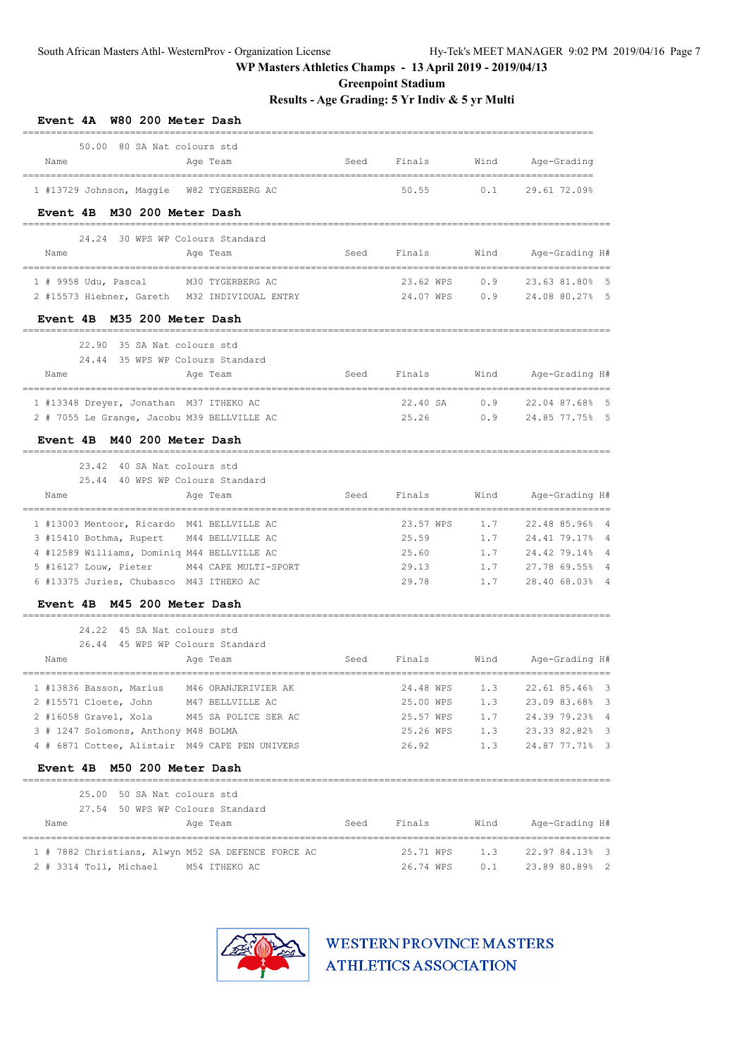South African Masters Athl- WesternProv - Organization License

**WP Masters Athletics Champs - 13 April 2019 - 2019/04/13**

**Greenpoint Stadium**

**Results - Age Grading: 5 Yr Indiv & 5 yr Multi**

### Event 4A W80 200 Meter Dash

50.00 80 SA Nat colours std

| | Name | Age | Team | Seed | Finals | Wind | Age-Grading | |
|---|---|---|---|---|---|---|---|---|
| 1 | #13729 Johnson, Maggie | W82 | TYGERBERG AC | | 50.55 | 0.1 | 29.61 | 72.09% |

### Event 4B M30 200 Meter Dash

24.24 30 WPS WP Colours Standard

| | Name | Age | Team | Seed | Finals | | Wind | Age-Grading | | H# |
|---|---|---|---|---|---|---|---|---|---|---|
| 1 | # 9958 Udu, Pascal | M30 | TYGERBERG AC | | 23.62 | WPS | 0.9 | 23.63 | 81.80% | 5 |
| 2 | #15573 Hiebner, Gareth | M32 | INDIVIDUAL ENTRY | | 24.07 | WPS | 0.9 | 24.08 | 80.27% | 5 |

### Event 4B M35 200 Meter Dash

22.90 35 SA Nat colours std
24.44 35 WPS WP Colours Standard

| | Name | Age | Team | Seed | Finals | | Wind | Age-Grading | | H# |
|---|---|---|---|---|---|---|---|---|---|---|
| 1 | #13348 Dreyer, Jonathan | M37 | ITHEKO AC | | 22.40 | SA | 0.9 | 22.04 | 87.68% | 5 |
| 2 | # 7055 Le Grange, Jacobu | M39 | BELLVILLE AC | | 25.26 | | 0.9 | 24.85 | 77.75% | 5 |

### Event 4B M40 200 Meter Dash

23.42 40 SA Nat colours std
25.44 40 WPS WP Colours Standard

| | Name | Age | Team | Seed | Finals | | Wind | Age-Grading | | H# |
|---|---|---|---|---|---|---|---|---|---|---|
| 1 | #13003 Mentoor, Ricardo | M41 | BELLVILLE AC | | 23.57 | WPS | 1.7 | 22.48 | 85.96% | 4 |
| 3 | #15410 Bothma, Rupert | M44 | BELLVILLE AC | | 25.59 | | 1.7 | 24.41 | 79.17% | 4 |
| 4 | #12589 Williams, Dominiq | M44 | BELLVILLE AC | | 25.60 | | 1.7 | 24.42 | 79.14% | 4 |
| 5 | #16127 Louw, Pieter | M44 | CAPE MULTI-SPORT | | 29.13 | | 1.7 | 27.78 | 69.55% | 4 |
| 6 | #13375 Juries, Chubasco | M43 | ITHEKO AC | | 29.78 | | 1.7 | 28.40 | 68.03% | 4 |

### Event 4B M45 200 Meter Dash

24.22 45 SA Nat colours std
26.44 45 WPS WP Colours Standard

| | Name | Age | Team | Seed | Finals | | Wind | Age-Grading | | H# |
|---|---|---|---|---|---|---|---|---|---|---|
| 1 | #13836 Basson, Marius | M46 | ORANJERIVIER AK | | 24.48 | WPS | 1.3 | 22.61 | 85.46% | 3 |
| 2 | #15571 Cloete, John | M47 | BELLVILLE AC | | 25.00 | WPS | 1.3 | 23.09 | 83.68% | 3 |
| 2 | #16058 Gravel, Xola | M45 | SA POLICE SER AC | | 25.57 | WPS | 1.7 | 24.39 | 79.23% | 4 |
| 3 | # 1247 Solomons, Anthony | M48 | BOLMA | | 25.26 | WPS | 1.3 | 23.33 | 82.82% | 3 |
| 4 | # 6871 Cottee, Alistair | M49 | CAPE PEN UNIVERS | | 26.92 | | 1.3 | 24.87 | 77.71% | 3 |

### Event 4B M50 200 Meter Dash

25.00 50 SA Nat colours std
27.54 50 WPS WP Colours Standard

| | Name | Age | Team | Seed | Finals | | Wind | Age-Grading | | H# |
|---|---|---|---|---|---|---|---|---|---|---|
| 1 | # 7882 Christians, Alwyn | M52 | SA DEFENCE FORCE AC | | 25.71 | WPS | 1.3 | 22.97 | 84.13% | 3 |
| 2 | # 3314 Toll, Michael | M54 | ITHEKO AC | | 26.74 | WPS | 0.1 | 23.89 | 80.89% | 2 |

WESTERN PROVINCE MASTERS ATHLETICS ASSOCIATION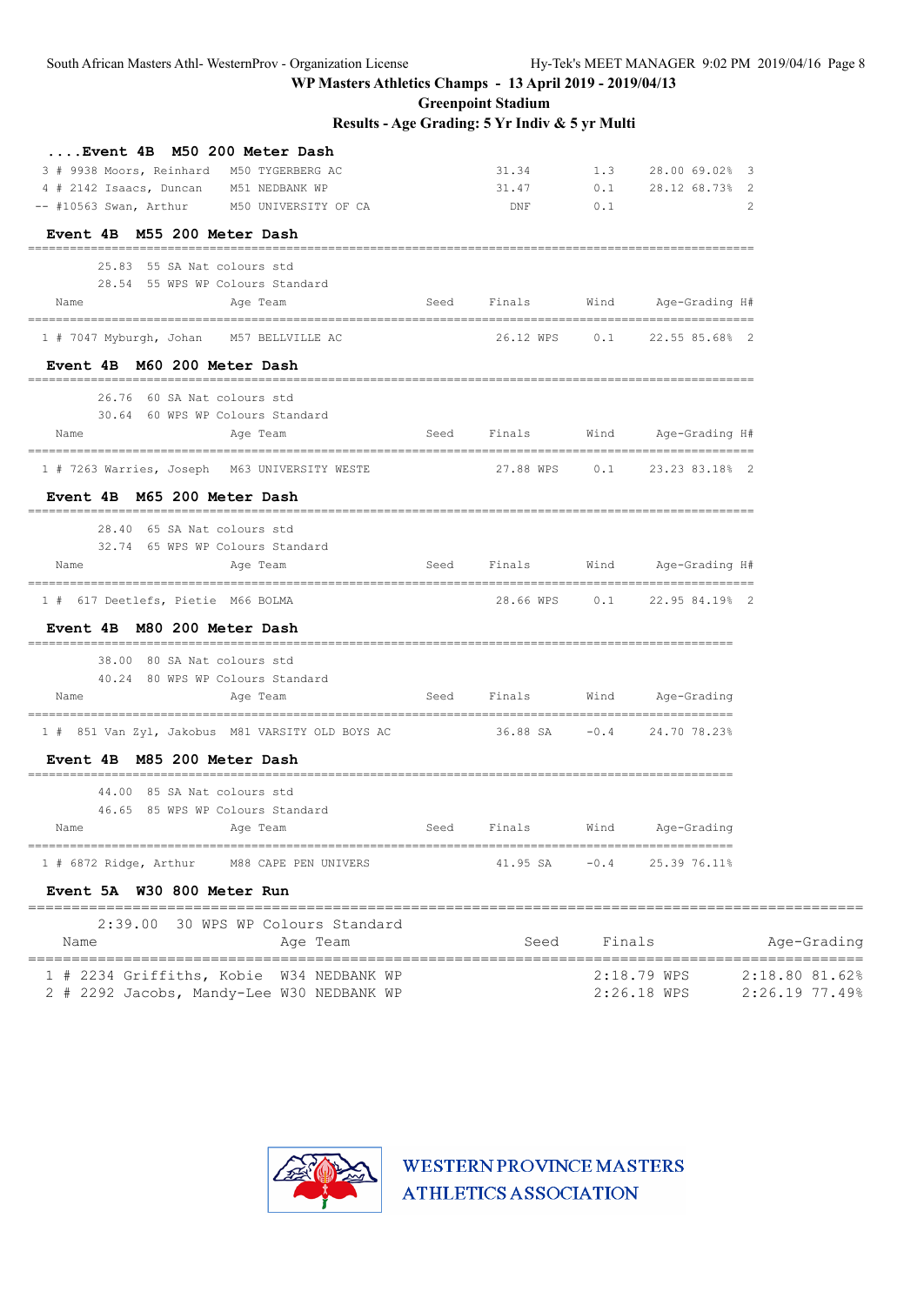**WP Masters Athletics Champs - 13 April 2019 - 2019/04/13**

**Greenpoint Stadium**

**Results - Age Grading: 5 Yr Indiv & 5 yr Multi**

### ....Event 4B M50 200 Meter Dash

| | Name | Age | Team | Seed | Finals | Wind | Age-Grading | H# |
|---|---|---|---|---|---|---|---|---|
| 3 | # 9938 Moors, Reinhard | M50 | TYGERBERG AC | | 31.34 | 1.3 | 28.00 69.02% | 3 |
| 4 | # 2142 Isaacs, Duncan | M51 | NEDBANK WP | | 31.47 | 0.1 | 28.12 68.73% | 2 |
| -- | #10563 Swan, Arthur | M50 | UNIVERSITY OF CA | | DNF | 0.1 | | 2 |

### Event 4B M55 200 Meter Dash

25.83 55 SA Nat colours std
28.54 55 WPS WP Colours Standard

| | Name | Age | Team | Seed | Finals | Wind | Age-Grading | H# |
|---|---|---|---|---|---|---|---|---|
| 1 | # 7047 Myburgh, Johan | M57 | BELLVILLE AC | | 26.12 WPS | 0.1 | 22.55 85.68% | 2 |

### Event 4B M60 200 Meter Dash

26.76 60 SA Nat colours std
30.64 60 WPS WP Colours Standard

| | Name | Age | Team | Seed | Finals | Wind | Age-Grading | H# |
|---|---|---|---|---|---|---|---|---|
| 1 | # 7263 Warries, Joseph | M63 | UNIVERSITY WESTE | | 27.88 WPS | 0.1 | 23.23 83.18% | 2 |

### Event 4B M65 200 Meter Dash

28.40 65 SA Nat colours std
32.74 65 WPS WP Colours Standard

| | Name | Age | Team | Seed | Finals | Wind | Age-Grading | H# |
|---|---|---|---|---|---|---|---|---|
| 1 | # 617 Deetlefs, Pietie | M66 | BOLMA | | 28.66 WPS | 0.1 | 22.95 84.19% | 2 |

### Event 4B M80 200 Meter Dash

38.00 80 SA Nat colours std
40.24 80 WPS WP Colours Standard

| | Name | Age | Team | Seed | Finals | Wind | Age-Grading |
|---|---|---|---|---|---|---|---|
| 1 | # 851 Van Zyl, Jakobus | M81 | VARSITY OLD BOYS AC | | 36.88 SA | -0.4 | 24.70 78.23% |

### Event 4B M85 200 Meter Dash

44.00 85 SA Nat colours std
46.65 85 WPS WP Colours Standard

| | Name | Age | Team | Seed | Finals | Wind | Age-Grading |
|---|---|---|---|---|---|---|---|
| 1 | # 6872 Ridge, Arthur | M88 | CAPE PEN UNIVERS | | 41.95 SA | -0.4 | 25.39 76.11% |

### Event 5A W30 800 Meter Run

2:39.00 30 WPS WP Colours Standard

| | Name | Age | Team | Seed | Finals | Age-Grading |
|---|---|---|---|---|---|---|
| 1 | # 2234 Griffiths, Kobie | W34 | NEDBANK WP | | 2:18.79 WPS | 2:18.80 81.62% |
| 2 | # 2292 Jacobs, Mandy-Lee | W30 | NEDBANK WP | | 2:26.18 WPS | 2:26.19 77.49% |

WESTERN PROVINCE MASTERS ATHLETICS ASSOCIATION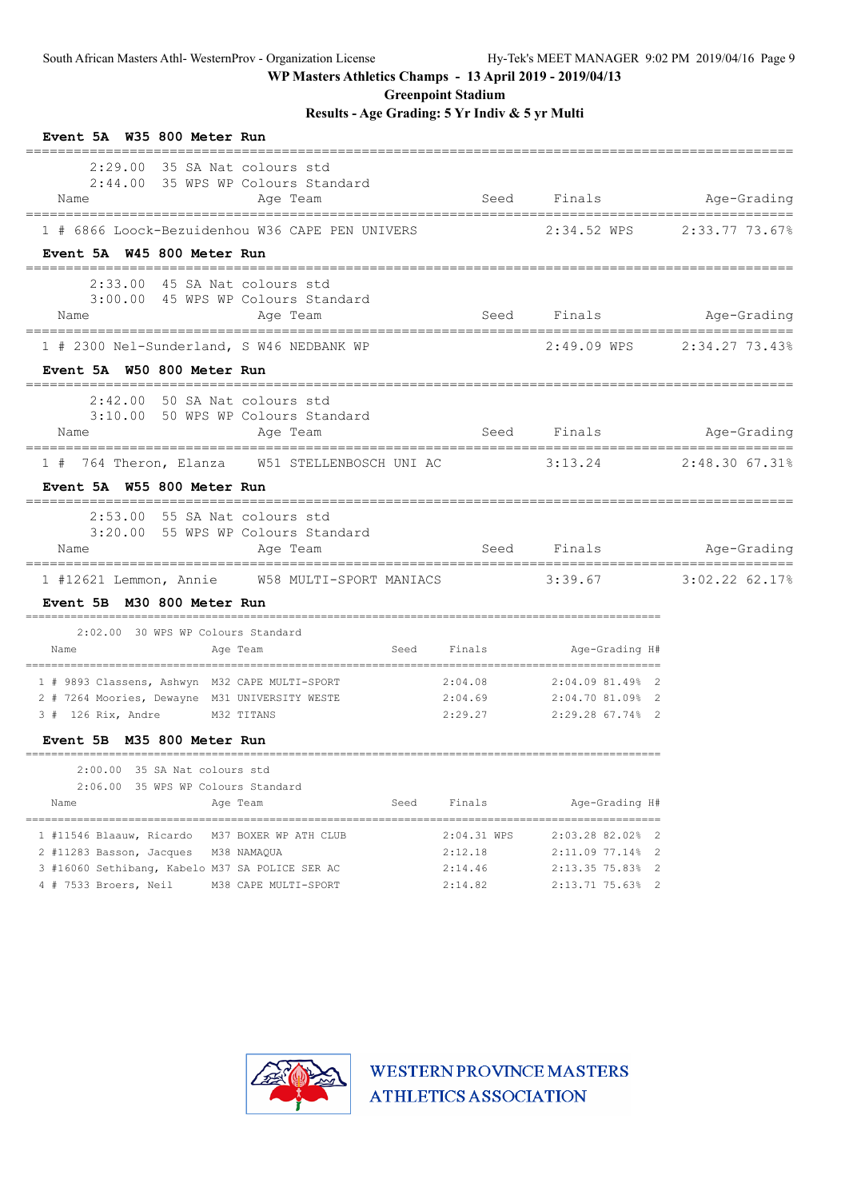**WP Masters Athletics Champs - 13 April 2019 - 2019/04/13**

**Greenpoint Stadium**

**Results - Age Grading: 5 Yr Indiv & 5 yr Multi**

### Event 5A W35 800 Meter Run

2:29.00 35 SA Nat colours std
2:44.00 35 WPS WP Colours Standard

| Place | Name | Age | Team | Seed | Finals | | Age-Grading | |
|---|---|---|---|---|---|---|---|---|
| 1 # 6866 | Loock-Bezuidenhou | W36 | CAPE PEN UNIVERS | | 2:34.52 | WPS | 2:33.77 | 73.67% |

### Event 5A W45 800 Meter Run

2:33.00 45 SA Nat colours std
3:00.00 45 WPS WP Colours Standard

| Place | Name | Age | Team | Seed | Finals | | Age-Grading | |
|---|---|---|---|---|---|---|---|---|
| 1 # 2300 | Nel-Sunderland, S | W46 | NEDBANK WP | | 2:49.09 | WPS | 2:34.27 | 73.43% |

### Event 5A W50 800 Meter Run

2:42.00 50 SA Nat colours std
3:10.00 50 WPS WP Colours Standard

| Place | Name | Age | Team | Seed | Finals | Age-Grading | |
|---|---|---|---|---|---|---|---|
| 1 # 764 | Theron, Elanza | W51 | STELLENBOSCH UNI AC | | 3:13.24 | 2:48.30 | 67.31% |

### Event 5A W55 800 Meter Run

2:53.00 55 SA Nat colours std
3:20.00 55 WPS WP Colours Standard

| Place | Name | Age | Team | Seed | Finals | Age-Grading | |
|---|---|---|---|---|---|---|---|
| 1 #12621 | Lemmon, Annie | W58 | MULTI-SPORT MANIACS | | 3:39.67 | 3:02.22 | 62.17% |

### Event 5B M30 800 Meter Run

2:02.00 30 WPS WP Colours Standard

| Place | Name | Age | Team | Seed | Finals | Age-Grading | | H# |
|---|---|---|---|---|---|---|---|---|
| 1 # 9893 | Classens, Ashwyn | M32 | CAPE MULTI-SPORT | | 2:04.08 | 2:04.09 | 81.49% | 2 |
| 2 # 7264 | Moories, Dewayne | M31 | UNIVERSITY WESTE | | 2:04.69 | 2:04.70 | 81.09% | 2 |
| 3 # 126 | Rix, Andre | M32 | TITANS | | 2:29.27 | 2:29.28 | 67.74% | 2 |

### Event 5B M35 800 Meter Run

2:00.00 35 SA Nat colours std
2:06.00 35 WPS WP Colours Standard

| Place | Name | Age | Team | Seed | Finals | | Age-Grading | | H# |
|---|---|---|---|---|---|---|---|---|---|
| 1 #11546 | Blaauw, Ricardo | M37 | BOXER WP ATH CLUB | | 2:04.31 | WPS | 2:03.28 | 82.02% | 2 |
| 2 #11283 | Basson, Jacques | M38 | NAMAQUA | | 2:12.18 | | 2:11.09 | 77.14% | 2 |
| 3 #16060 | Sethibang, Kabelo | M37 | SA POLICE SER AC | | 2:14.46 | | 2:13.35 | 75.83% | 2 |
| 4 # 7533 | Broers, Neil | M38 | CAPE MULTI-SPORT | | 2:14.82 | | 2:13.71 | 75.63% | 2 |

WESTERN PROVINCE MASTERS ATHLETICS ASSOCIATION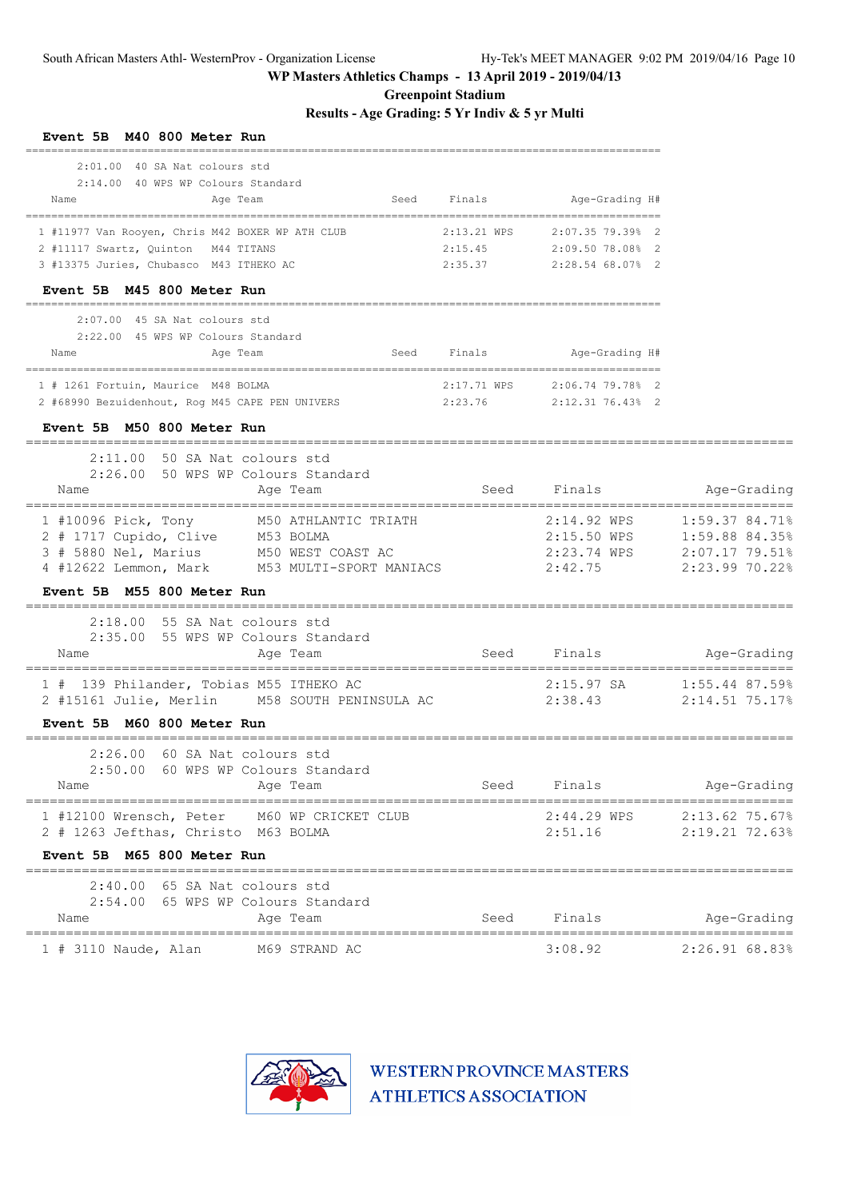WP Masters Athletics Champs - 13 April 2019 - 2019/04/13

Greenpoint Stadium

Results - Age Grading: 5 Yr Indiv & 5 yr Multi

## Event 5B M40 800 Meter Run

2:01.00 40 SA Nat colours std
2:14.00 40 WPS WP Colours Standard

| Place | Name | Age | Team | Seed | Finals | | Age-Grading | | H# |
|---|---|---|---|---|---|---|---|---|---|
| 1 | #11977 Van Rooyen, Chris | M42 | BOXER WP ATH CLUB | | 2:13.21 | WPS | 2:07.35 | 79.39% | 2 |
| 2 | #11117 Swartz, Quinton | M44 | TITANS | | 2:15.45 | | 2:09.50 | 78.08% | 2 |
| 3 | #13375 Juries, Chubasco | M43 | ITHEKO AC | | 2:35.37 | | 2:28.54 | 68.07% | 2 |

## Event 5B M45 800 Meter Run

2:07.00 45 SA Nat colours std
2:22.00 45 WPS WP Colours Standard

| Place | Name | Age | Team | Seed | Finals | | Age-Grading | | H# |
|---|---|---|---|---|---|---|---|---|---|
| 1 | # 1261 Fortuin, Maurice | M48 | BOLMA | | 2:17.71 | WPS | 2:06.74 | 79.78% | 2 |
| 2 | #68990 Bezuidenhout, Rog | M45 | CAPE PEN UNIVERS | | 2:23.76 | | 2:12.31 | 76.43% | 2 |

## Event 5B M50 800 Meter Run

2:11.00 50 SA Nat colours std
2:26.00 50 WPS WP Colours Standard

| Place | Name | Age | Team | Seed | Finals | | Age-Grading | |
|---|---|---|---|---|---|---|---|---|
| 1 | #10096 Pick, Tony | M50 | ATHLANTIC TRIATH | | 2:14.92 | WPS | 1:59.37 | 84.71% |
| 2 | # 1717 Cupido, Clive | M53 | BOLMA | | 2:15.50 | WPS | 1:59.88 | 84.35% |
| 3 | # 5880 Nel, Marius | M50 | WEST COAST AC | | 2:23.74 | WPS | 2:07.17 | 79.51% |
| 4 | #12622 Lemmon, Mark | M53 | MULTI-SPORT MANIACS | | 2:42.75 | | 2:23.99 | 70.22% |

## Event 5B M55 800 Meter Run

2:18.00 55 SA Nat colours std
2:35.00 55 WPS WP Colours Standard

| Place | Name | Age | Team | Seed | Finals | | Age-Grading | |
|---|---|---|---|---|---|---|---|---|
| 1 | # 139 Philander, Tobias | M55 | ITHEKO AC | | 2:15.97 | SA | 1:55.44 | 87.59% |
| 2 | #15161 Julie, Merlin | M58 | SOUTH PENINSULA AC | | 2:38.43 | | 2:14.51 | 75.17% |

## Event 5B M60 800 Meter Run

2:26.00 60 SA Nat colours std
2:50.00 60 WPS WP Colours Standard

| Place | Name | Age | Team | Seed | Finals | | Age-Grading | |
|---|---|---|---|---|---|---|---|---|
| 1 | #12100 Wrensch, Peter | M60 | WP CRICKET CLUB | | 2:44.29 | WPS | 2:13.62 | 75.67% |
| 2 | # 1263 Jefthas, Christo | M63 | BOLMA | | 2:51.16 | | 2:19.21 | 72.63% |

## Event 5B M65 800 Meter Run

2:40.00 65 SA Nat colours std
2:54.00 65 WPS WP Colours Standard

| Place | Name | Age | Team | Seed | Finals | | Age-Grading | |
|---|---|---|---|---|---|---|---|---|
| 1 | # 3110 Naude, Alan | M69 | STRAND AC | | 3:08.92 | | 2:26.91 | 68.83% |

WESTERN PROVINCE MASTERS ATHLETICS ASSOCIATION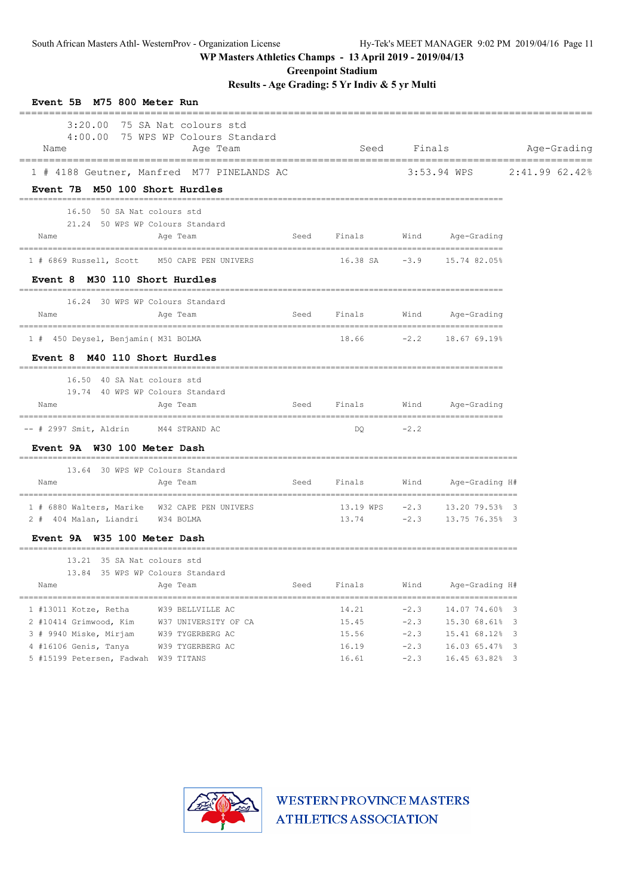WP Masters Athletics Champs - 13 April 2019 - 2019/04/13

Greenpoint Stadium

Results - Age Grading: 5 Yr Indiv & 5 yr Multi

## Event 5B M75 800 Meter Run

3:20.00 75 SA Nat colours std
4:00.00 75 WPS WP Colours Standard

| Name | Age | Team | Seed | Finals | Age-Grading |
|---|---|---|---|---|---|
| 1 # 4188 Geutner, Manfred | M77 | PINELANDS AC | | 3:53.94 WPS | 2:41.99 62.42% |

## Event 7B M50 100 Short Hurdles

16.50 50 SA Nat colours std
21.24 50 WPS WP Colours Standard

| Name | Age | Team | Seed | Finals | Wind | Age-Grading |
|---|---|---|---|---|---|---|
| 1 # 6869 Russell, Scott | M50 | CAPE PEN UNIVERS | | 16.38 SA | -3.9 | 15.74 82.05% |

## Event 8 M30 110 Short Hurdles

16.24 30 WPS WP Colours Standard

| Name | Age | Team | Seed | Finals | Wind | Age-Grading |
|---|---|---|---|---|---|---|
| 1 # 450 Deysel, Benjamin( | M31 | BOLMA | | 18.66 | -2.2 | 18.67 69.19% |

## Event 8 M40 110 Short Hurdles

16.50 40 SA Nat colours std
19.74 40 WPS WP Colours Standard

| Name | Age | Team | Seed | Finals | Wind | Age-Grading |
|---|---|---|---|---|---|---|
| -- # 2997 Smit, Aldrin | M44 | STRAND AC | | DQ | -2.2 | |

## Event 9A W30 100 Meter Dash

13.64 30 WPS WP Colours Standard

| Name | Age | Team | Seed | Finals | Wind | Age-Grading | H# |
|---|---|---|---|---|---|---|---|
| 1 # 6880 Walters, Marike | W32 | CAPE PEN UNIVERS | | 13.19 WPS | -2.3 | 13.20 79.53% | 3 |
| 2 # 404 Malan, Liandri | W34 | BOLMA | | 13.74 | -2.3 | 13.75 76.35% | 3 |

## Event 9A W35 100 Meter Dash

13.21 35 SA Nat colours std
13.84 35 WPS WP Colours Standard

| Name | Age | Team | Seed | Finals | Wind | Age-Grading | H# |
|---|---|---|---|---|---|---|---|
| 1 #13011 Kotze, Retha | W39 | BELLVILLE AC | | 14.21 | -2.3 | 14.07 74.60% | 3 |
| 2 #10414 Grimwood, Kim | W37 | UNIVERSITY OF CA | | 15.45 | -2.3 | 15.30 68.61% | 3 |
| 3 # 9940 Miske, Mirjam | W39 | TYGERBERG AC | | 15.56 | -2.3 | 15.41 68.12% | 3 |
| 4 #16106 Genis, Tanya | W39 | TYGERBERG AC | | 16.19 | -2.3 | 16.03 65.47% | 3 |
| 5 #15199 Petersen, Fadwah | W39 | TITANS | | 16.61 | -2.3 | 16.45 63.82% | 3 |

WESTERN PROVINCE MASTERS ATHLETICS ASSOCIATION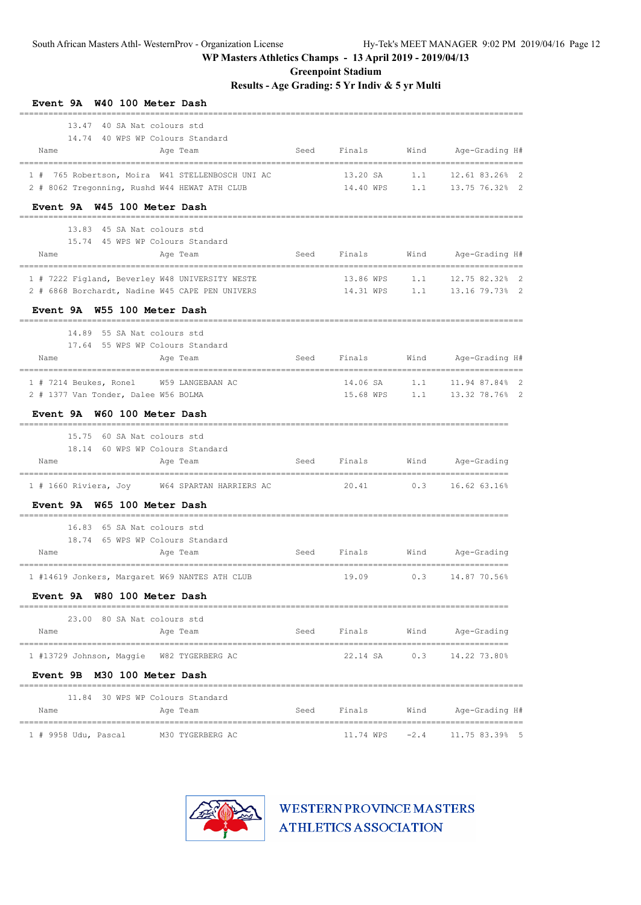WP Masters Athletics Champs - 13 April 2019 - 2019/04/13

Greenpoint Stadium

Results - Age Grading: 5 Yr Indiv & 5 yr Multi

### Event 9A W40 100 Meter Dash

13.47 40 SA Nat colours std
14.74 40 WPS WP Colours Standard

| | Name | Age | Team | Seed | Finals | | Wind | Age-Grading | | H# |
|---|---|---|---|---|---|---|---|---|---|---|
| 1 # 765 | Robertson, Moira | W41 | STELLENBOSCH UNI AC | | 13.20 | SA | 1.1 | 12.61 | 83.26% | 2 |
| 2 # 8062 | Tregonning, Rushd | W44 | HEWAT ATH CLUB | | 14.40 | WPS | 1.1 | 13.75 | 76.32% | 2 |

### Event 9A W45 100 Meter Dash

13.83 45 SA Nat colours std
15.74 45 WPS WP Colours Standard

| | Name | Age | Team | Seed | Finals | | Wind | Age-Grading | | H# |
|---|---|---|---|---|---|---|---|---|---|---|
| 1 # 7222 | Figland, Beverley | W48 | UNIVERSITY WESTE | | 13.86 | WPS | 1.1 | 12.75 | 82.32% | 2 |
| 2 # 6868 | Borchardt, Nadine | W45 | CAPE PEN UNIVERS | | 14.31 | WPS | 1.1 | 13.16 | 79.73% | 2 |

### Event 9A W55 100 Meter Dash

14.89 55 SA Nat colours std
17.64 55 WPS WP Colours Standard

| | Name | Age | Team | Seed | Finals | | Wind | Age-Grading | | H# |
|---|---|---|---|---|---|---|---|---|---|---|
| 1 # 7214 | Beukes, Ronel | W59 | LANGEBAAN AC | | 14.06 | SA | 1.1 | 11.94 | 87.84% | 2 |
| 2 # 1377 | Van Tonder, Dalee | W56 | BOLMA | | 15.68 | WPS | 1.1 | 13.32 | 78.76% | 2 |

### Event 9A W60 100 Meter Dash

15.75 60 SA Nat colours std
18.14 60 WPS WP Colours Standard

| | Name | Age | Team | Seed | Finals | Wind | Age-Grading | |
|---|---|---|---|---|---|---|---|---|
| 1 # 1660 | Riviera, Joy | W64 | SPARTAN HARRIERS AC | | 20.41 | 0.3 | 16.62 | 63.16% |

### Event 9A W65 100 Meter Dash

16.83 65 SA Nat colours std
18.74 65 WPS WP Colours Standard

| | Name | Age | Team | Seed | Finals | Wind | Age-Grading | |
|---|---|---|---|---|---|---|---|---|
| 1 #14619 | Jonkers, Margaret | W69 | NANTES ATH CLUB | | 19.09 | 0.3 | 14.87 | 70.56% |

### Event 9A W80 100 Meter Dash

23.00 80 SA Nat colours std

| | Name | Age | Team | Seed | Finals | | Wind | Age-Grading | |
|---|---|---|---|---|---|---|---|---|---|
| 1 #13729 | Johnson, Maggie | W82 | TYGERBERG AC | | 22.14 | SA | 0.3 | 14.22 | 73.80% |

### Event 9B M30 100 Meter Dash

11.84 30 WPS WP Colours Standard

| | Name | Age | Team | Seed | Finals | | Wind | Age-Grading | | H# |
|---|---|---|---|---|---|---|---|---|---|---|
| 1 # 9958 | Udu, Pascal | M30 | TYGERBERG AC | | 11.74 | WPS | -2.4 | 11.75 | 83.39% | 5 |

WESTERN PROVINCE MASTERS ATHLETICS ASSOCIATION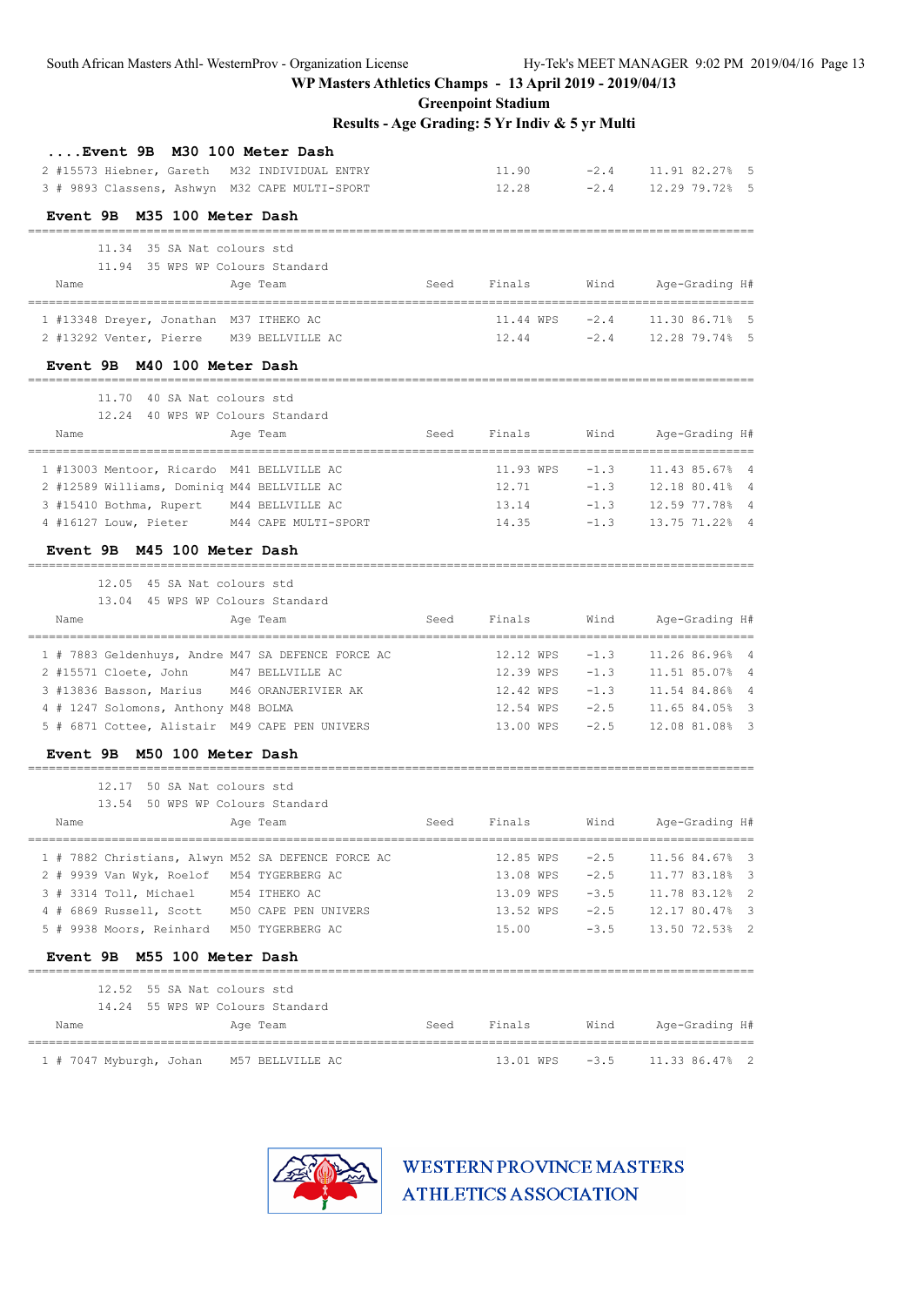## ....Event 9B M30 100 Meter Dash

| Place | Name | Age | Team | Seed | Finals | Wind | Age-Grading | | H# |
|---|---|---|---|---|---|---|---|---|---|
| 2 | #15573 Hiebner, Gareth | M32 | INDIVIDUAL ENTRY | | 11.90 | -2.4 | 11.91 | 82.27% | 5 |
| 3 | # 9893 Classens, Ashwyn | M32 | CAPE MULTI-SPORT | | 12.28 | -2.4 | 12.29 | 79.72% | 5 |

## Event 9B M35 100 Meter Dash

11.34 35 SA Nat colours std
11.94 35 WPS WP Colours Standard

| Place | Name | Age | Team | Seed | Finals | Wind | Age-Grading | | H# |
|---|---|---|---|---|---|---|---|---|---|
| 1 | #13348 Dreyer, Jonathan | M37 | ITHEKO AC | | 11.44 WPS | -2.4 | 11.30 | 86.71% | 5 |
| 2 | #13292 Venter, Pierre | M39 | BELLVILLE AC | | 12.44 | -2.4 | 12.28 | 79.74% | 5 |

## Event 9B M40 100 Meter Dash

11.70 40 SA Nat colours std
12.24 40 WPS WP Colours Standard

| Place | Name | Age | Team | Seed | Finals | Wind | Age-Grading | | H# |
|---|---|---|---|---|---|---|---|---|---|
| 1 | #13003 Mentoor, Ricardo | M41 | BELLVILLE AC | | 11.93 WPS | -1.3 | 11.43 | 85.67% | 4 |
| 2 | #12589 Williams, Dominiq | M44 | BELLVILLE AC | | 12.71 | -1.3 | 12.18 | 80.41% | 4 |
| 3 | #15410 Bothma, Rupert | M44 | BELLVILLE AC | | 13.14 | -1.3 | 12.59 | 77.78% | 4 |
| 4 | #16127 Louw, Pieter | M44 | CAPE MULTI-SPORT | | 14.35 | -1.3 | 13.75 | 71.22% | 4 |

## Event 9B M45 100 Meter Dash

12.05 45 SA Nat colours std
13.04 45 WPS WP Colours Standard

| Place | Name | Age | Team | Seed | Finals | Wind | Age-Grading | | H# |
|---|---|---|---|---|---|---|---|---|---|
| 1 | # 7883 Geldenhuys, Andre | M47 | SA DEFENCE FORCE AC | | 12.12 WPS | -1.3 | 11.26 | 86.96% | 4 |
| 2 | #15571 Cloete, John | M47 | BELLVILLE AC | | 12.39 WPS | -1.3 | 11.51 | 85.07% | 4 |
| 3 | #13836 Basson, Marius | M46 | ORANJERIVIER AK | | 12.42 WPS | -1.3 | 11.54 | 84.86% | 4 |
| 4 | # 1247 Solomons, Anthony | M48 | BOLMA | | 12.54 WPS | -2.5 | 11.65 | 84.05% | 3 |
| 5 | # 6871 Cottee, Alistair | M49 | CAPE PEN UNIVERS | | 13.00 WPS | -2.5 | 12.08 | 81.08% | 3 |

## Event 9B M50 100 Meter Dash

12.17 50 SA Nat colours std
13.54 50 WPS WP Colours Standard

| Place | Name | Age | Team | Seed | Finals | Wind | Age-Grading | | H# |
|---|---|---|---|---|---|---|---|---|---|
| 1 | # 7882 Christians, Alwyn | M52 | SA DEFENCE FORCE AC | | 12.85 WPS | -2.5 | 11.56 | 84.67% | 3 |
| 2 | # 9939 Van Wyk, Roelof | M54 | TYGERBERG AC | | 13.08 WPS | -2.5 | 11.77 | 83.18% | 3 |
| 3 | # 3314 Toll, Michael | M54 | ITHEKO AC | | 13.09 WPS | -3.5 | 11.78 | 83.12% | 2 |
| 4 | # 6869 Russell, Scott | M50 | CAPE PEN UNIVERS | | 13.52 WPS | -2.5 | 12.17 | 80.47% | 3 |
| 5 | # 9938 Moors, Reinhard | M50 | TYGERBERG AC | | 15.00 | -3.5 | 13.50 | 72.53% | 2 |

## Event 9B M55 100 Meter Dash

12.52 55 SA Nat colours std
14.24 55 WPS WP Colours Standard

| Place | Name | Age | Team | Seed | Finals | Wind | Age-Grading | | H# |
|---|---|---|---|---|---|---|---|---|---|
| 1 | # 7047 Myburgh, Johan | M57 | BELLVILLE AC | | 13.01 WPS | -3.5 | 11.33 | 86.47% | 2 |

WESTERN PROVINCE MASTERS ATHLETICS ASSOCIATION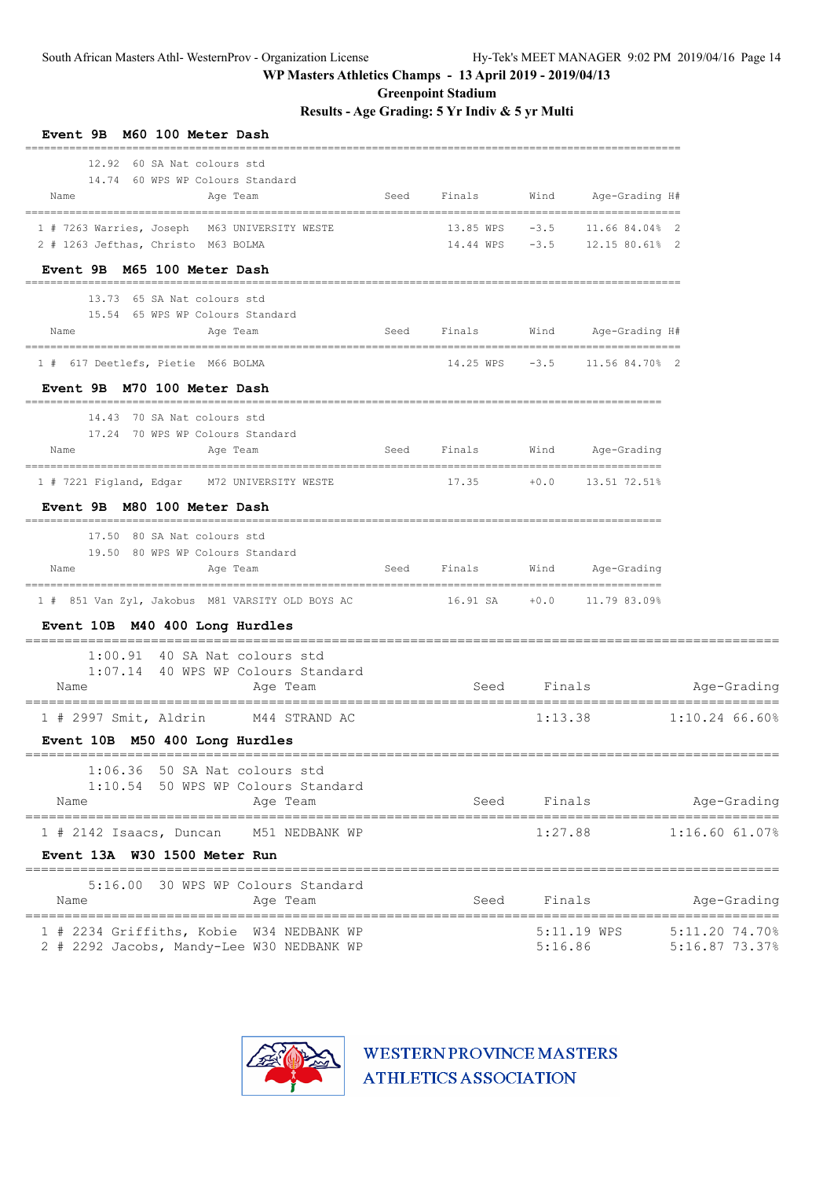South African Masters Athl- WesternProv - Organization License

Hy-Tek's MEET MANAGER 9:02 PM 2019/04/16

## WP Masters Athletics Champs - 13 April 2019 - 2019/04/13

### Greenpoint Stadium

### Results - Age Grading: 5 Yr Indiv & 5 yr Multi

#### Event 9B M60 100 Meter Dash

12.92 60 SA Nat colours std
14.74 60 WPS WP Colours Standard

| Place | Name | Age | Team | Seed | Finals | Wind | Age-Grading | H# |
|---|---|---|---|---|---|---|---|---|
| 1 | # 7263 Warries, Joseph | M63 | UNIVERSITY WESTE | | 13.85 WPS | -3.5 | 11.66 84.04% | 2 |
| 2 | # 1263 Jefthas, Christo | M63 | BOLMA | | 14.44 WPS | -3.5 | 12.15 80.61% | 2 |

#### Event 9B M65 100 Meter Dash

13.73 65 SA Nat colours std
15.54 65 WPS WP Colours Standard

| Place | Name | Age | Team | Seed | Finals | Wind | Age-Grading | H# |
|---|---|---|---|---|---|---|---|---|
| 1 | # 617 Deetlefs, Pietie | M66 | BOLMA | | 14.25 WPS | -3.5 | 11.56 84.70% | 2 |

#### Event 9B M70 100 Meter Dash

14.43 70 SA Nat colours std
17.24 70 WPS WP Colours Standard

| Place | Name | Age | Team | Seed | Finals | Wind | Age-Grading |
|---|---|---|---|---|---|---|---|
| 1 | # 7221 Figland, Edgar | M72 | UNIVERSITY WESTE | | 17.35 | +0.0 | 13.51 72.51% |

#### Event 9B M80 100 Meter Dash

17.50 80 SA Nat colours std
19.50 80 WPS WP Colours Standard

| Place | Name | Age | Team | Seed | Finals | Wind | Age-Grading |
|---|---|---|---|---|---|---|---|
| 1 | # 851 Van Zyl, Jakobus | M81 | VARSITY OLD BOYS AC | | 16.91 SA | +0.0 | 11.79 83.09% |

#### Event 10B M40 400 Long Hurdles

1:00.91 40 SA Nat colours std
1:07.14 40 WPS WP Colours Standard

| Place | Name | Age | Team | Seed | Finals | Age-Grading |
|---|---|---|---|---|---|---|
| 1 | # 2997 Smit, Aldrin | M44 | STRAND AC | | 1:13.38 | 1:10.24 66.60% |

#### Event 10B M50 400 Long Hurdles

1:06.36 50 SA Nat colours std
1:10.54 50 WPS WP Colours Standard

| Place | Name | Age | Team | Seed | Finals | Age-Grading |
|---|---|---|---|---|---|---|
| 1 | # 2142 Isaacs, Duncan | M51 | NEDBANK WP | | 1:27.88 | 1:16.60 61.07% |

#### Event 13A W30 1500 Meter Run

5:16.00 30 WPS WP Colours Standard

| Place | Name | Age | Team | Seed | Finals | Age-Grading |
|---|---|---|---|---|---|---|
| 1 | # 2234 Griffiths, Kobie | W34 | NEDBANK WP | | 5:11.19 WPS | 5:11.20 74.70% |
| 2 | # 2292 Jacobs, Mandy-Lee | W30 | NEDBANK WP | | 5:16.86 | 5:16.87 73.37% |

WESTERN PROVINCE MASTERS ATHLETICS ASSOCIATION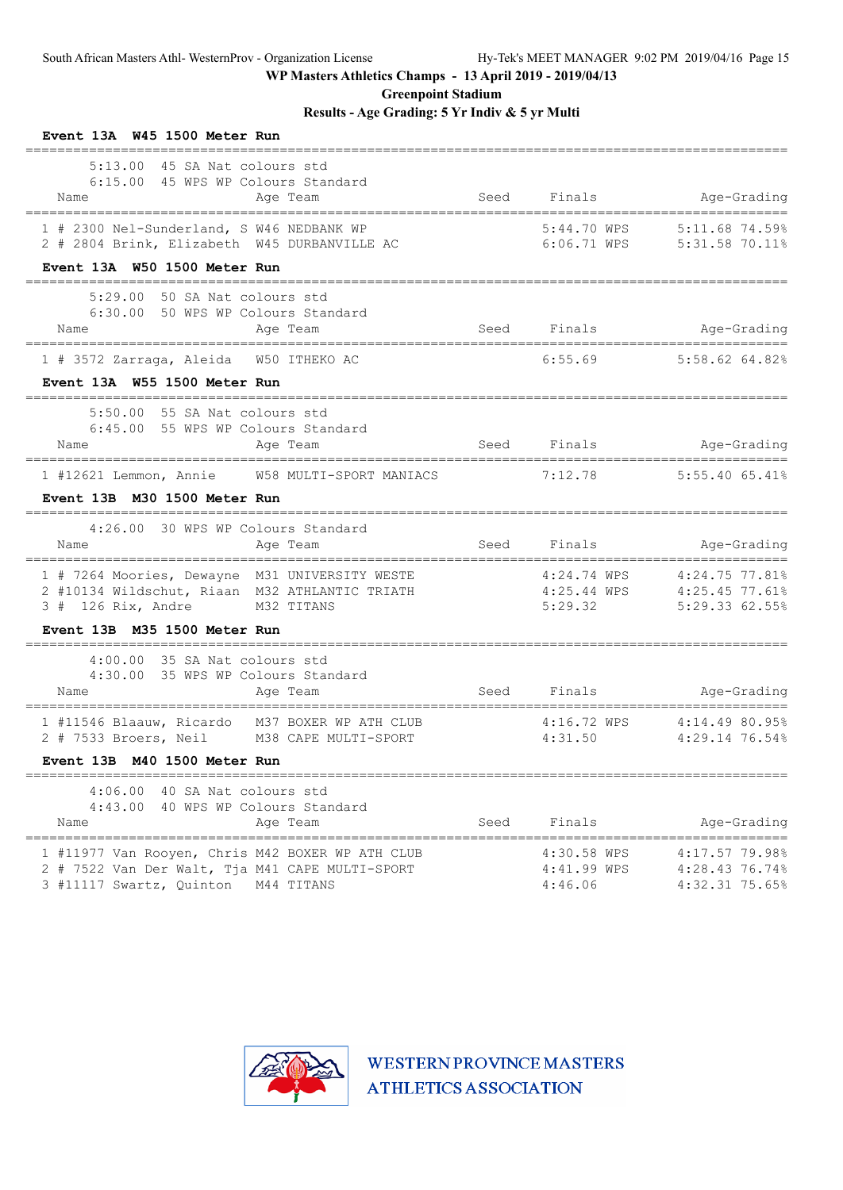WP Masters Athletics Champs - 13 April 2019 - 2019/04/13

Greenpoint Stadium

Results - Age Grading: 5 Yr Indiv & 5 yr Multi

### Event 13A W45 1500 Meter Run

5:13.00 45 SA Nat colours std
6:15.00 45 WPS WP Colours Standard

| Name | Age | Team | Seed | Finals | Age-Grading |
|---|---|---|---|---|---|
| 1 # 2300 Nel-Sunderland, S | W46 | NEDBANK WP | | 5:44.70 WPS | 5:11.68 74.59% |
| 2 # 2804 Brink, Elizabeth | W45 | DURBANVILLE AC | | 6:06.71 WPS | 5:31.58 70.11% |

### Event 13A W50 1500 Meter Run

5:29.00 50 SA Nat colours std
6:30.00 50 WPS WP Colours Standard

| Name | Age | Team | Seed | Finals | Age-Grading |
|---|---|---|---|---|---|
| 1 # 3572 Zarraga, Aleida | W50 | ITHEKO AC | | 6:55.69 | 5:58.62 64.82% |

### Event 13A W55 1500 Meter Run

5:50.00 55 SA Nat colours std
6:45.00 55 WPS WP Colours Standard

| Name | Age | Team | Seed | Finals | Age-Grading |
|---|---|---|---|---|---|
| 1 #12621 Lemmon, Annie | W58 | MULTI-SPORT MANIACS | | 7:12.78 | 5:55.40 65.41% |

### Event 13B M30 1500 Meter Run

4:26.00 30 WPS WP Colours Standard

| Name | Age | Team | Seed | Finals | Age-Grading |
|---|---|---|---|---|---|
| 1 # 7264 Moories, Dewayne | M31 | UNIVERSITY WESTE | | 4:24.74 WPS | 4:24.75 77.81% |
| 2 #10134 Wildschut, Riaan | M32 | ATHLANTIC TRIATH | | 4:25.44 WPS | 4:25.45 77.61% |
| 3 # 126 Rix, Andre | M32 | TITANS | | 5:29.32 | 5:29.33 62.55% |

### Event 13B M35 1500 Meter Run

4:00.00 35 SA Nat colours std
4:30.00 35 WPS WP Colours Standard

| Name | Age | Team | Seed | Finals | Age-Grading |
|---|---|---|---|---|---|
| 1 #11546 Blaauw, Ricardo | M37 | BOXER WP ATH CLUB | | 4:16.72 WPS | 4:14.49 80.95% |
| 2 # 7533 Broers, Neil | M38 | CAPE MULTI-SPORT | | 4:31.50 | 4:29.14 76.54% |

### Event 13B M40 1500 Meter Run

4:06.00 40 SA Nat colours std
4:43.00 40 WPS WP Colours Standard

| Name | Age | Team | Seed | Finals | Age-Grading |
|---|---|---|---|---|---|
| 1 #11977 Van Rooyen, Chris | M42 | BOXER WP ATH CLUB | | 4:30.58 WPS | 4:17.57 79.98% |
| 2 # 7522 Van Der Walt, Tja | M41 | CAPE MULTI-SPORT | | 4:41.99 WPS | 4:28.43 76.74% |
| 3 #11117 Swartz, Quinton | M44 | TITANS | | 4:46.06 | 4:32.31 75.65% |

WESTERN PROVINCE MASTERS ATHLETICS ASSOCIATION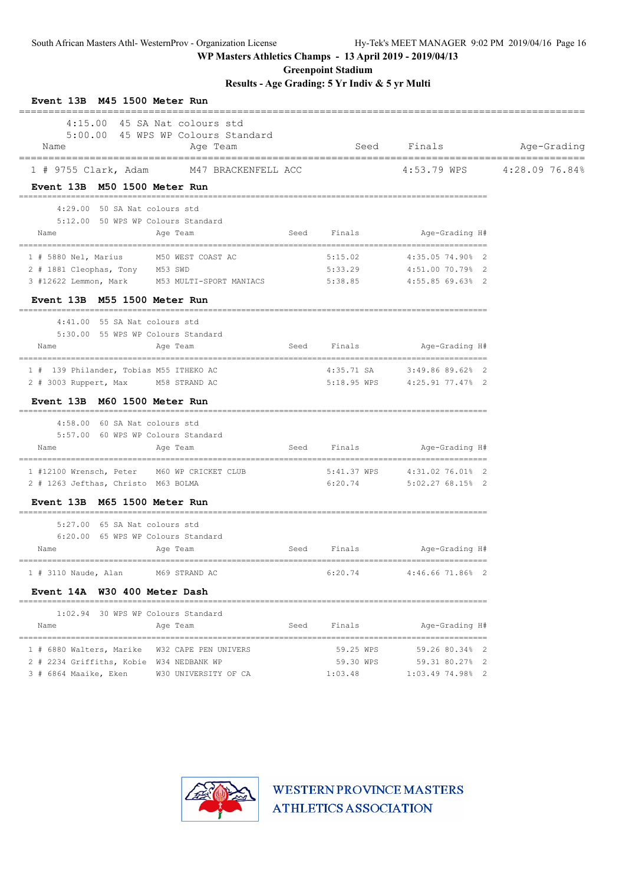WP Masters Athletics Champs - 13 April 2019 - 2019/04/13

Greenpoint Stadium

Results - Age Grading: 5 Yr Indiv & 5 yr Multi

### Event 13B M45 1500 Meter Run

4:15.00 45 SA Nat colours std
5:00.00 45 WPS WP Colours Standard

| | Name | Age | Team | Seed | Finals | | Age-Grading | |
|---|---|---|---|---|---|---|---|---|
| 1 | # 9755 Clark, Adam | M47 | BRACKENFELL ACC | | 4:53.79 | WPS | 4:28.09 | 76.84% |

### Event 13B M50 1500 Meter Run

4:29.00 50 SA Nat colours std
5:12.00 50 WPS WP Colours Standard

| | Name | Age | Team | Seed | Finals | Age-Grading | | H# |
|---|---|---|---|---|---|---|---|---|
| 1 | # 5880 Nel, Marius | M50 | WEST COAST AC | | 5:15.02 | 4:35.05 | 74.90% | 2 |
| 2 | # 1881 Cleophas, Tony | M53 | SWD | | 5:33.29 | 4:51.00 | 70.79% | 2 |
| 3 | #12622 Lemmon, Mark | M53 | MULTI-SPORT MANIACS | | 5:38.85 | 4:55.85 | 69.63% | 2 |

### Event 13B M55 1500 Meter Run

4:41.00 55 SA Nat colours std
5:30.00 55 WPS WP Colours Standard

| | Name | Age | Team | Seed | Finals | | Age-Grading | | H# |
|---|---|---|---|---|---|---|---|---|---|
| 1 | # 139 Philander, Tobias | M55 | ITHEKO AC | | 4:35.71 | SA | 3:49.86 | 89.62% | 2 |
| 2 | # 3003 Ruppert, Max | M58 | STRAND AC | | 5:18.95 | WPS | 4:25.91 | 77.47% | 2 |

### Event 13B M60 1500 Meter Run

4:58.00 60 SA Nat colours std
5:57.00 60 WPS WP Colours Standard

| | Name | Age | Team | Seed | Finals | | Age-Grading | | H# |
|---|---|---|---|---|---|---|---|---|---|
| 1 | #12100 Wrensch, Peter | M60 | WP CRICKET CLUB | | 5:41.37 | WPS | 4:31.02 | 76.01% | 2 |
| 2 | # 1263 Jefthas, Christo | M63 | BOLMA | | 6:20.74 | | 5:02.27 | 68.15% | 2 |

### Event 13B M65 1500 Meter Run

5:27.00 65 SA Nat colours std
6:20.00 65 WPS WP Colours Standard

| | Name | Age | Team | Seed | Finals | Age-Grading | | H# |
|---|---|---|---|---|---|---|---|---|
| 1 | # 3110 Naude, Alan | M69 | STRAND AC | | 6:20.74 | 4:46.66 | 71.86% | 2 |

### Event 14A W30 400 Meter Dash

1:02.94 30 WPS WP Colours Standard

| | Name | Age | Team | Seed | Finals | | Age-Grading | | H# |
|---|---|---|---|---|---|---|---|---|---|
| 1 | # 6880 Walters, Marike | W32 | CAPE PEN UNIVERS | | 59.25 | WPS | 59.26 | 80.34% | 2 |
| 2 | # 2234 Griffiths, Kobie | W34 | NEDBANK WP | | 59.30 | WPS | 59.31 | 80.27% | 2 |
| 3 | # 6864 Maaike, Eken | W30 | UNIVERSITY OF CA | | 1:03.48 | | 1:03.49 | 74.98% | 2 |

WESTERN PROVINCE MASTERS ATHLETICS ASSOCIATION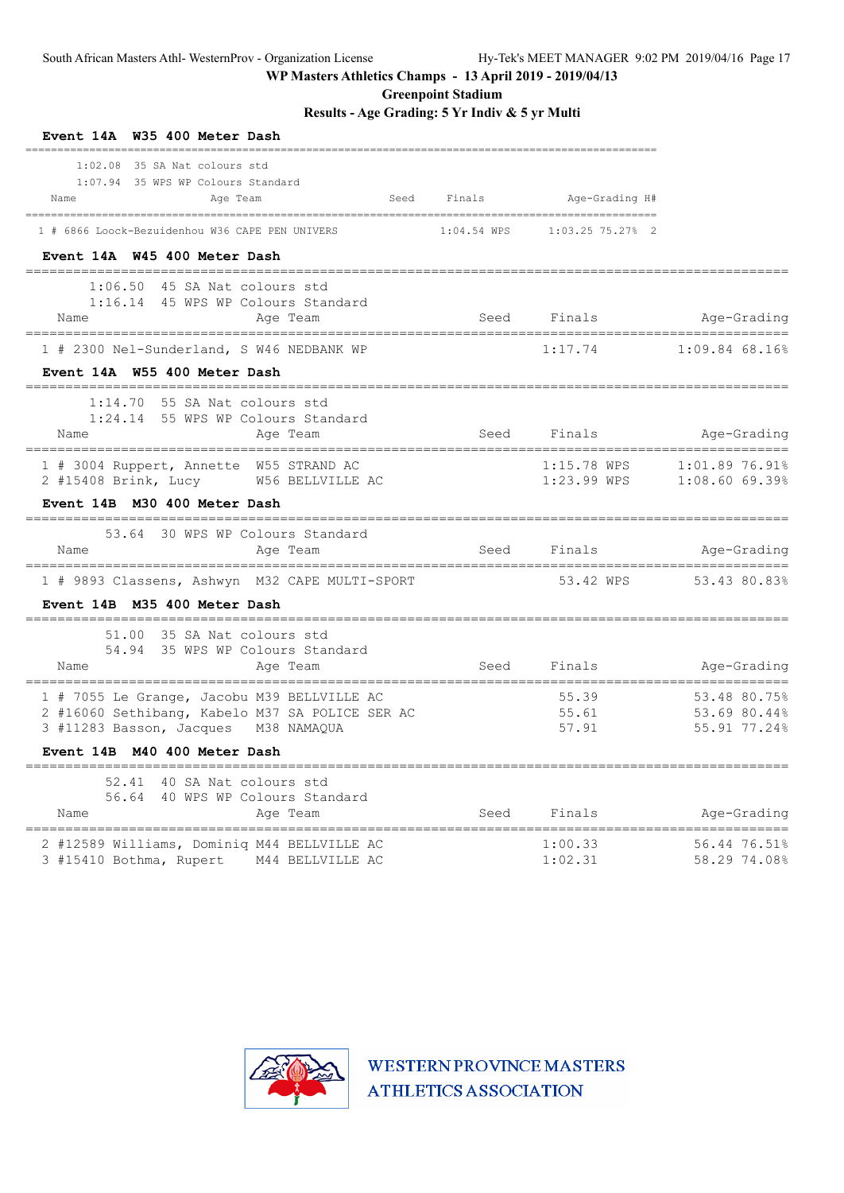WP Masters Athletics Champs - 13 April 2019 - 2019/04/13

Greenpoint Stadium

Results - Age Grading: 5 Yr Indiv & 5 yr Multi

### Event 14A W35 400 Meter Dash

1:02.08 35 SA Nat colours std
1:07.94 35 WPS WP Colours Standard

| | Name | Age | Team | Seed | Finals | | Age-Grading | | H# |
|---|---|---|---|---|---|---|---|---|---|
| 1 | # 6866 Loock-Bezuidenhou | W36 | CAPE PEN UNIVERS | | 1:04.54 | WPS | 1:03.25 | 75.27% | 2 |

### Event 14A W45 400 Meter Dash

1:06.50 45 SA Nat colours std
1:16.14 45 WPS WP Colours Standard

| | Name | Age | Team | Seed | Finals | | Age-Grading | |
|---|---|---|---|---|---|---|---|---|
| 1 | # 2300 Nel-Sunderland, S | W46 | NEDBANK WP | | 1:17.74 | | 1:09.84 | 68.16% |

### Event 14A W55 400 Meter Dash

1:14.70 55 SA Nat colours std
1:24.14 55 WPS WP Colours Standard

| | Name | Age | Team | Seed | Finals | | Age-Grading | |
|---|---|---|---|---|---|---|---|---|
| 1 | # 3004 Ruppert, Annette | W55 | STRAND AC | | 1:15.78 | WPS | 1:01.89 | 76.91% |
| 2 | #15408 Brink, Lucy | W56 | BELLVILLE AC | | 1:23.99 | WPS | 1:08.60 | 69.39% |

### Event 14B M30 400 Meter Dash

53.64 30 WPS WP Colours Standard

| | Name | Age | Team | Seed | Finals | | Age-Grading | |
|---|---|---|---|---|---|---|---|---|
| 1 | # 9893 Classens, Ashwyn | M32 | CAPE MULTI-SPORT | | 53.42 | WPS | 53.43 | 80.83% |

### Event 14B M35 400 Meter Dash

51.00 35 SA Nat colours std
54.94 35 WPS WP Colours Standard

| | Name | Age | Team | Seed | Finals | Age-Grading | |
|---|---|---|---|---|---|---|---|
| 1 | # 7055 Le Grange, Jacobu | M39 | BELLVILLE AC | | 55.39 | 53.48 | 80.75% |
| 2 | #16060 Sethibang, Kabelo | M37 | SA POLICE SER AC | | 55.61 | 53.69 | 80.44% |
| 3 | #11283 Basson, Jacques | M38 | NAMAQUA | | 57.91 | 55.91 | 77.24% |

### Event 14B M40 400 Meter Dash

52.41 40 SA Nat colours std
56.64 40 WPS WP Colours Standard

| | Name | Age | Team | Seed | Finals | Age-Grading | |
|---|---|---|---|---|---|---|---|
| 2 | #12589 Williams, Dominiq | M44 | BELLVILLE AC | | 1:00.33 | 56.44 | 76.51% |
| 3 | #15410 Bothma, Rupert | M44 | BELLVILLE AC | | 1:02.31 | 58.29 | 74.08% |

WESTERN PROVINCE MASTERS ATHLETICS ASSOCIATION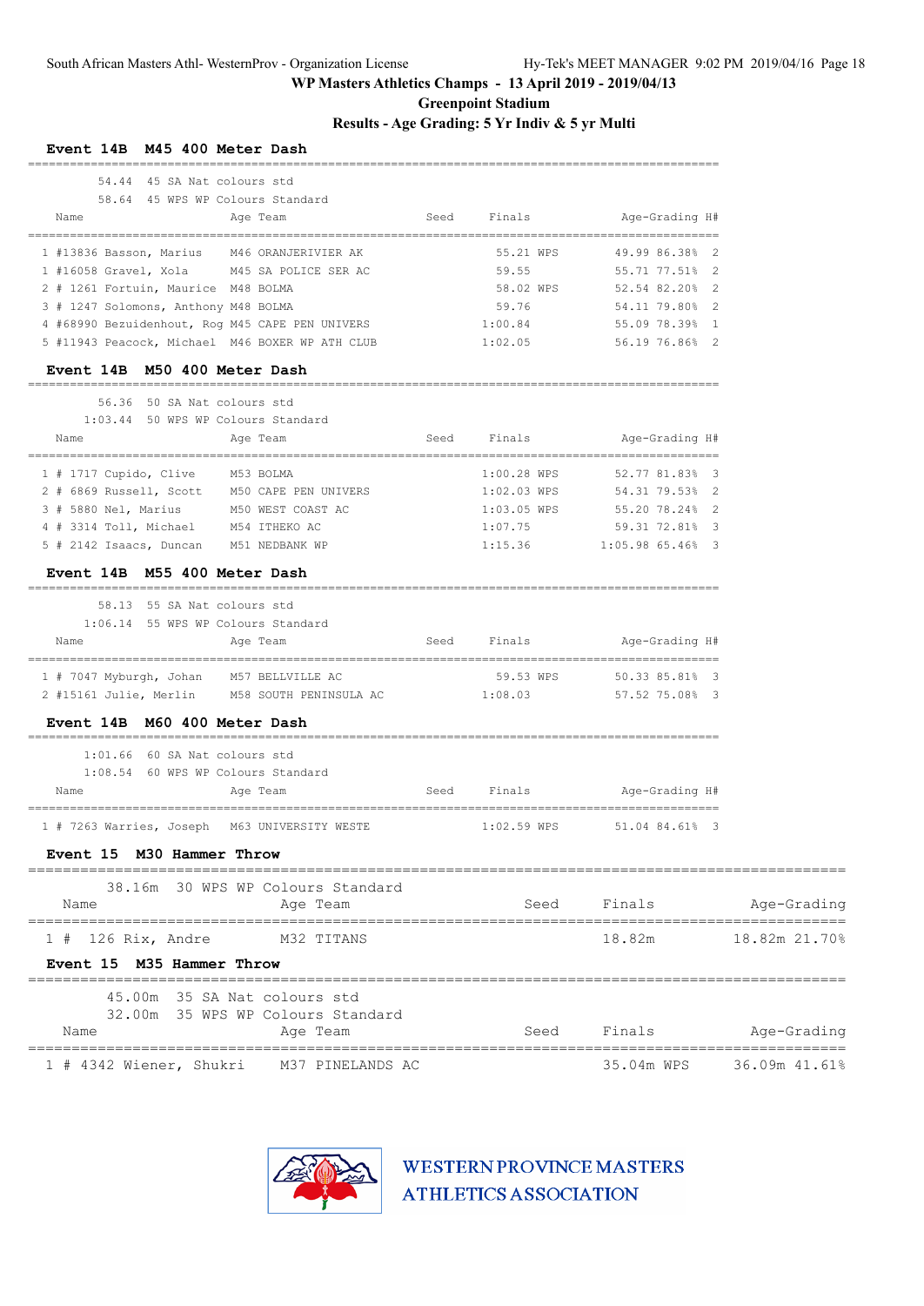WP Masters Athletics Champs - 13 April 2019 - 2019/04/13

Greenpoint Stadium

Results - Age Grading: 5 Yr Indiv & 5 yr Multi

### Event 14B M45 400 Meter Dash

54.44 45 SA Nat colours std
58.64 45 WPS WP Colours Standard

| Place | Name | Age | Team | Seed | Finals | | Age-Grading | | H# |
|---|---|---|---|---|---|---|---|---|---|
| 1 | #13836 Basson, Marius | M46 | ORANJERIVIER AK | | 55.21 | WPS | 49.99 | 86.38% | 2 |
| 1 | #16058 Gravel, Xola | M45 | SA POLICE SER AC | | 59.55 | | 55.71 | 77.51% | 2 |
| 2 | # 1261 Fortuin, Maurice | M48 | BOLMA | | 58.02 | WPS | 52.54 | 82.20% | 2 |
| 3 | # 1247 Solomons, Anthony | M48 | BOLMA | | 59.76 | | 54.11 | 79.80% | 2 |
| 4 | #68990 Bezuidenhout, Rog | M45 | CAPE PEN UNIVERS | | 1:00.84 | | 55.09 | 78.39% | 1 |
| 5 | #11943 Peacock, Michael | M46 | BOXER WP ATH CLUB | | 1:02.05 | | 56.19 | 76.86% | 2 |

### Event 14B M50 400 Meter Dash

56.36 50 SA Nat colours std
1:03.44 50 WPS WP Colours Standard

| Place | Name | Age | Team | Seed | Finals | | Age-Grading | | H# |
|---|---|---|---|---|---|---|---|---|---|
| 1 | # 1717 Cupido, Clive | M53 | BOLMA | | 1:00.28 | WPS | 52.77 | 81.83% | 3 |
| 2 | # 6869 Russell, Scott | M50 | CAPE PEN UNIVERS | | 1:02.03 | WPS | 54.31 | 79.53% | 2 |
| 3 | # 5880 Nel, Marius | M50 | WEST COAST AC | | 1:03.05 | WPS | 55.20 | 78.24% | 2 |
| 4 | # 3314 Toll, Michael | M54 | ITHEKO AC | | 1:07.75 | | 59.31 | 72.81% | 3 |
| 5 | # 2142 Isaacs, Duncan | M51 | NEDBANK WP | | 1:15.36 | | 1:05.98 | 65.46% | 3 |

### Event 14B M55 400 Meter Dash

58.13 55 SA Nat colours std
1:06.14 55 WPS WP Colours Standard

| Place | Name | Age | Team | Seed | Finals | | Age-Grading | | H# |
|---|---|---|---|---|---|---|---|---|---|
| 1 | # 7047 Myburgh, Johan | M57 | BELLVILLE AC | | 59.53 | WPS | 50.33 | 85.81% | 3 |
| 2 | #15161 Julie, Merlin | M58 | SOUTH PENINSULA AC | | 1:08.03 | | 57.52 | 75.08% | 3 |

### Event 14B M60 400 Meter Dash

1:01.66 60 SA Nat colours std
1:08.54 60 WPS WP Colours Standard

| Place | Name | Age | Team | Seed | Finals | | Age-Grading | | H# |
|---|---|---|---|---|---|---|---|---|---|
| 1 | # 7263 Warries, Joseph | M63 | UNIVERSITY WESTE | | 1:02.59 | WPS | 51.04 | 84.61% | 3 |

### Event 15 M30 Hammer Throw

38.16m 30 WPS WP Colours Standard

| Place | Name | Age | Team | Seed | Finals | | Age-Grading | |
|---|---|---|---|---|---|---|---|---|
| 1 | # 126 Rix, Andre | M32 | TITANS | | 18.82m | | 18.82m | 21.70% |

### Event 15 M35 Hammer Throw

45.00m 35 SA Nat colours std
32.00m 35 WPS WP Colours Standard

| Place | Name | Age | Team | Seed | Finals | | Age-Grading | |
|---|---|---|---|---|---|---|---|---|
| 1 | # 4342 Wiener, Shukri | M37 | PINELANDS AC | | 35.04m | WPS | 36.09m | 41.61% |

WESTERN PROVINCE MASTERS ATHLETICS ASSOCIATION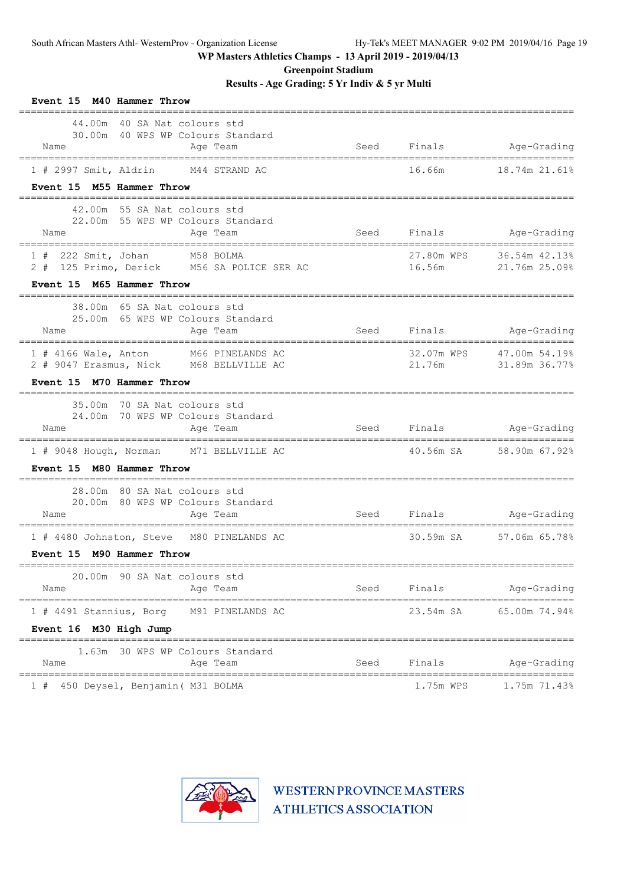WP Masters Athletics Champs - 13 April 2019 - 2019/04/13

Greenpoint Stadium

Results - Age Grading: 5 Yr Indiv & 5 yr Multi

### Event 15 M40 Hammer Throw

44.00m 40 SA Nat colours std
30.00m 40 WPS WP Colours Standard

| | Name | Age | Team | Seed | Finals | Age-Grading | |
|---|---|---|---|---|---|---|---|
| 1 # | 2997 Smit, Aldrin | M44 | STRAND AC | | 16.66m | 18.74m | 21.61% |

### Event 15 M55 Hammer Throw

42.00m 55 SA Nat colours std
22.00m 55 WPS WP Colours Standard

| | Name | Age | Team | Seed | Finals | Age-Grading | |
|---|---|---|---|---|---|---|---|
| 1 # | 222 Smit, Johan | M58 | BOLMA | | 27.80m WPS | 36.54m | 42.13% |
| 2 # | 125 Primo, Derick | M56 | SA POLICE SER AC | | 16.56m | 21.76m | 25.09% |

### Event 15 M65 Hammer Throw

38.00m 65 SA Nat colours std
25.00m 65 WPS WP Colours Standard

| | Name | Age | Team | Seed | Finals | Age-Grading | |
|---|---|---|---|---|---|---|---|
| 1 # | 4166 Wale, Anton | M66 | PINELANDS AC | | 32.07m WPS | 47.00m | 54.19% |
| 2 # | 9047 Erasmus, Nick | M68 | BELLVILLE AC | | 21.76m | 31.89m | 36.77% |

### Event 15 M70 Hammer Throw

35.00m 70 SA Nat colours std
24.00m 70 WPS WP Colours Standard

| | Name | Age | Team | Seed | Finals | Age-Grading | |
|---|---|---|---|---|---|---|---|
| 1 # | 9048 Hough, Norman | M71 | BELLVILLE AC | | 40.56m SA | 58.90m | 67.92% |

### Event 15 M80 Hammer Throw

28.00m 80 SA Nat colours std
20.00m 80 WPS WP Colours Standard

| | Name | Age | Team | Seed | Finals | Age-Grading | |
|---|---|---|---|---|---|---|---|
| 1 # | 4480 Johnston, Steve | M80 | PINELANDS AC | | 30.59m SA | 57.06m | 65.78% |

### Event 15 M90 Hammer Throw

20.00m 90 SA Nat colours std

| | Name | Age | Team | Seed | Finals | Age-Grading | |
|---|---|---|---|---|---|---|---|
| 1 # | 4491 Stannius, Borg | M91 | PINELANDS AC | | 23.54m SA | 65.00m | 74.94% |

### Event 16 M30 High Jump

1.63m 30 WPS WP Colours Standard

| | Name | Age | Team | Seed | Finals | Age-Grading | |
|---|---|---|---|---|---|---|---|
| 1 # | 450 Deysel, Benjamin( | M31 | BOLMA | | 1.75m WPS | 1.75m | 71.43% |

WESTERN PROVINCE MASTERS ATHLETICS ASSOCIATION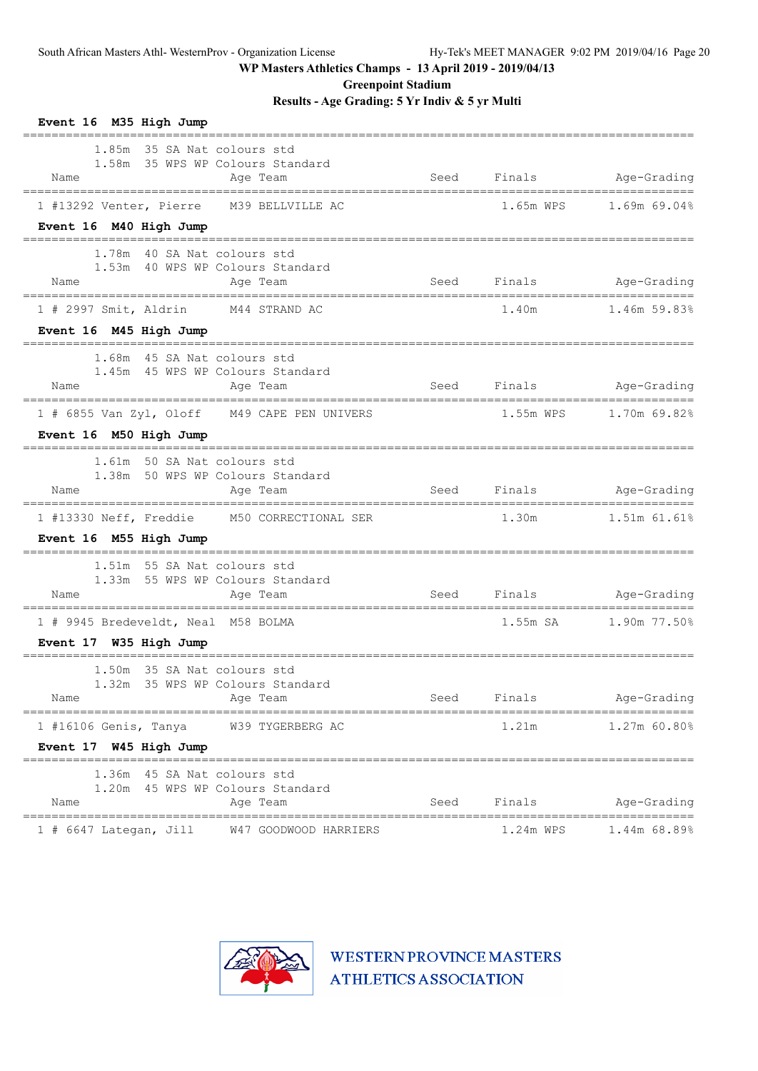**WP Masters Athletics Champs - 13 April 2019 - 2019/04/13**

**Greenpoint Stadium**

**Results - Age Grading: 5 Yr Indiv & 5 yr Multi**

### Event 16 M35 High Jump

1.85m 35 SA Nat colours std
1.58m 35 WPS WP Colours Standard

| Place | Name | Age | Team | Seed | Finals | Age-Grading |
|---|---|---|---|---|---|---|
| 1 | #13292 Venter, Pierre | M39 | BELLVILLE AC | | 1.65m WPS | 1.69m 69.04% |

### Event 16 M40 High Jump

1.78m 40 SA Nat colours std
1.53m 40 WPS WP Colours Standard

| Place | Name | Age | Team | Seed | Finals | Age-Grading |
|---|---|---|---|---|---|---|
| 1 | # 2997 Smit, Aldrin | M44 | STRAND AC | | 1.40m | 1.46m 59.83% |

### Event 16 M45 High Jump

1.68m 45 SA Nat colours std
1.45m 45 WPS WP Colours Standard

| Place | Name | Age | Team | Seed | Finals | Age-Grading |
|---|---|---|---|---|---|---|
| 1 | # 6855 Van Zyl, Oloff | M49 | CAPE PEN UNIVERS | | 1.55m WPS | 1.70m 69.82% |

### Event 16 M50 High Jump

1.61m 50 SA Nat colours std
1.38m 50 WPS WP Colours Standard

| Place | Name | Age | Team | Seed | Finals | Age-Grading |
|---|---|---|---|---|---|---|
| 1 | #13330 Neff, Freddie | M50 | CORRECTIONAL SER | | 1.30m | 1.51m 61.61% |

### Event 16 M55 High Jump

1.51m 55 SA Nat colours std
1.33m 55 WPS WP Colours Standard

| Place | Name | Age | Team | Seed | Finals | Age-Grading |
|---|---|---|---|---|---|---|
| 1 | # 9945 Bredeveldt, Neal | M58 | BOLMA | | 1.55m SA | 1.90m 77.50% |

### Event 17 W35 High Jump

1.50m 35 SA Nat colours std
1.32m 35 WPS WP Colours Standard

| Place | Name | Age | Team | Seed | Finals | Age-Grading |
|---|---|---|---|---|---|---|
| 1 | #16106 Genis, Tanya | W39 | TYGERBERG AC | | 1.21m | 1.27m 60.80% |

### Event 17 W45 High Jump

1.36m 45 SA Nat colours std
1.20m 45 WPS WP Colours Standard

| Place | Name | Age | Team | Seed | Finals | Age-Grading |
|---|---|---|---|---|---|---|
| 1 | # 6647 Lategan, Jill | W47 | GOODWOOD HARRIERS | | 1.24m WPS | 1.44m 68.89% |

WESTERN PROVINCE MASTERS ATHLETICS ASSOCIATION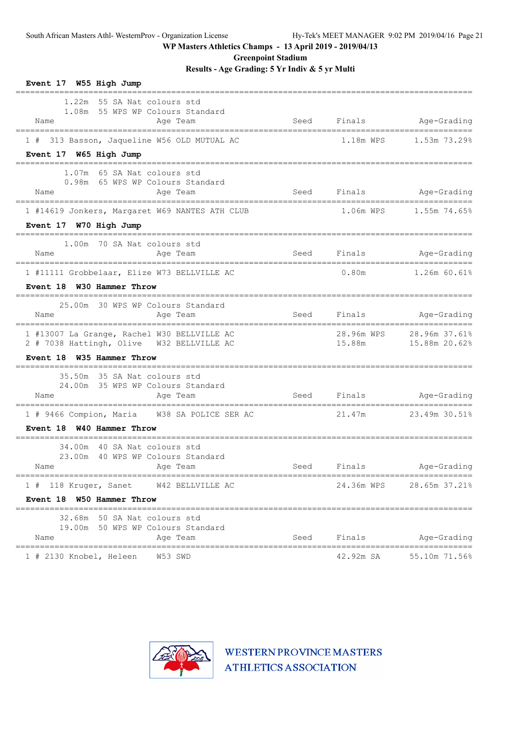**WP Masters Athletics Champs - 13 April 2019 - 2019/04/13**

**Greenpoint Stadium**

**Results - Age Grading: 5 Yr Indiv & 5 yr Multi**

### Event 17 W55 High Jump

1.22m 55 SA Nat colours std
1.08m 55 WPS WP Colours Standard

| | Name | Age | Team | Seed | Finals | Age-Grading |
|---|---|---|---|---|---|---|
| 1 | # 313 Basson, Jaqueline | W56 | OLD MUTUAL AC | | 1.18m WPS | 1.53m 73.29% |

### Event 17 W65 High Jump

1.07m 65 SA Nat colours std
0.98m 65 WPS WP Colours Standard

| | Name | Age | Team | Seed | Finals | Age-Grading |
|---|---|---|---|---|---|---|
| 1 | #14619 Jonkers, Margaret | W69 | NANTES ATH CLUB | | 1.06m WPS | 1.55m 74.65% |

### Event 17 W70 High Jump

1.00m 70 SA Nat colours std

| | Name | Age | Team | Seed | Finals | Age-Grading |
|---|---|---|---|---|---|---|
| 1 | #11111 Grobbelaar, Elize | W73 | BELLVILLE AC | | 0.80m | 1.26m 60.61% |

### Event 18 W30 Hammer Throw

25.00m 30 WPS WP Colours Standard

| | Name | Age | Team | Seed | Finals | Age-Grading |
|---|---|---|---|---|---|---|
| 1 | #13007 La Grange, Rachel | W30 | BELLVILLE AC | | 28.96m WPS | 28.96m 37.61% |
| 2 | # 7038 Hattingh, Olive | W32 | BELLVILLE AC | | 15.88m | 15.88m 20.62% |

### Event 18 W35 Hammer Throw

35.50m 35 SA Nat colours std
24.00m 35 WPS WP Colours Standard

| | Name | Age | Team | Seed | Finals | Age-Grading |
|---|---|---|---|---|---|---|
| 1 | # 9466 Compion, Maria | W38 | SA POLICE SER AC | | 21.47m | 23.49m 30.51% |

### Event 18 W40 Hammer Throw

34.00m 40 SA Nat colours std
23.00m 40 WPS WP Colours Standard

| | Name | Age | Team | Seed | Finals | Age-Grading |
|---|---|---|---|---|---|---|
| 1 | # 118 Kruger, Sanet | W42 | BELLVILLE AC | | 24.36m WPS | 28.65m 37.21% |

### Event 18 W50 Hammer Throw

32.68m 50 SA Nat colours std
19.00m 50 WPS WP Colours Standard

| | Name | Age | Team | Seed | Finals | Age-Grading |
|---|---|---|---|---|---|---|
| 1 | # 2130 Knobel, Heleen | W53 | SWD | | 42.92m SA | 55.10m 71.56% |

WESTERN PROVINCE MASTERS ATHLETICS ASSOCIATION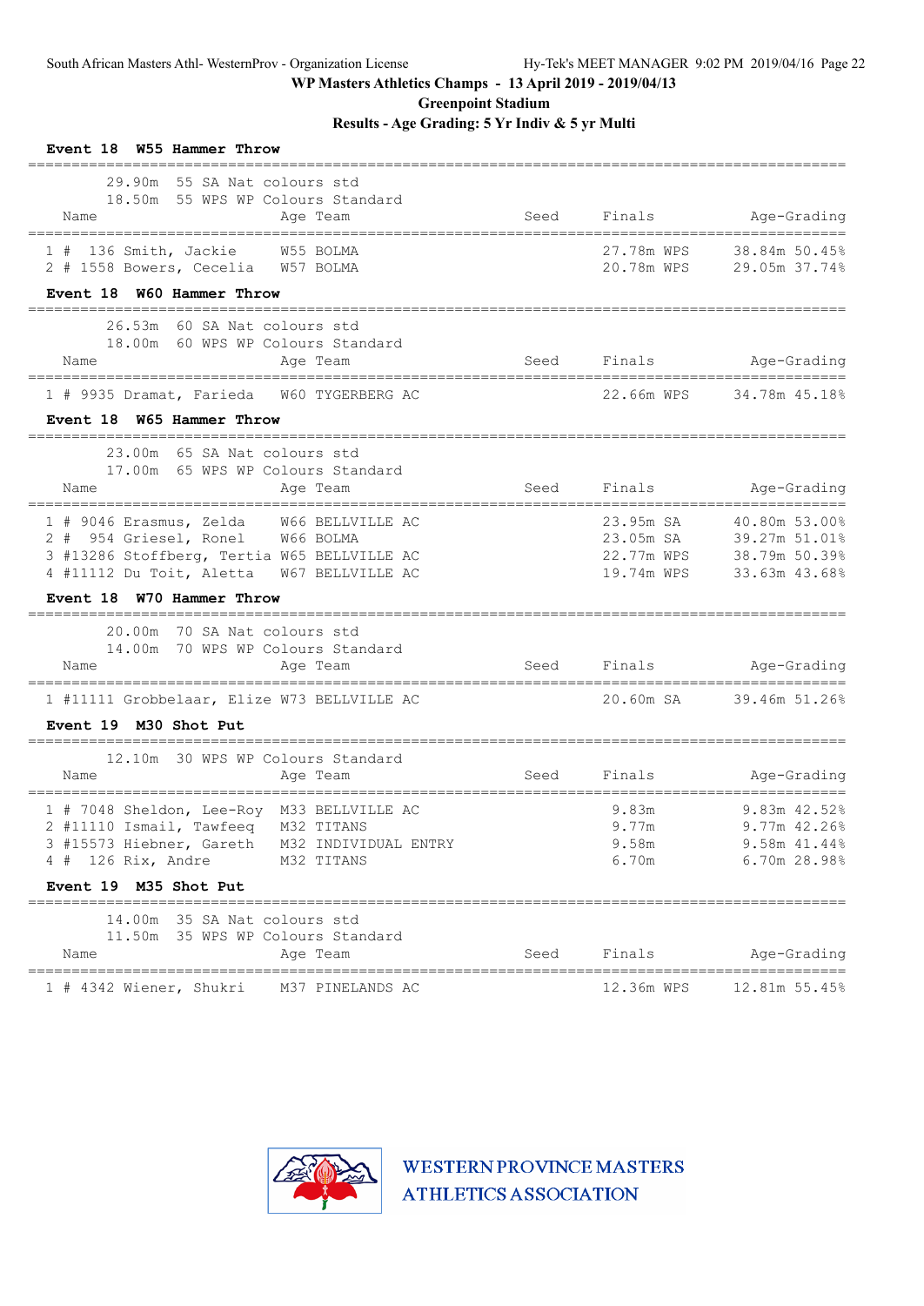WP Masters Athletics Champs - 13 April 2019 - 2019/04/13

Greenpoint Stadium

Results - Age Grading: 5 Yr Indiv & 5 yr Multi

**Event 18 W55 Hammer Throw**

29.90m 55 SA Nat colours std
18.50m 55 WPS WP Colours Standard

| Name | Age | Team | Seed | Finals | Age-Grading |
|---|---|---|---|---|---|
| 1 # 136 Smith, Jackie | W55 | BOLMA | | 27.78m WPS | 38.84m 50.45% |
| 2 # 1558 Bowers, Cecelia | W57 | BOLMA | | 20.78m WPS | 29.05m 37.74% |

**Event 18 W60 Hammer Throw**

26.53m 60 SA Nat colours std
18.00m 60 WPS WP Colours Standard

| Name | Age | Team | Seed | Finals | Age-Grading |
|---|---|---|---|---|---|
| 1 # 9935 Dramat, Farieda | W60 | TYGERBERG AC | | 22.66m WPS | 34.78m 45.18% |

**Event 18 W65 Hammer Throw**

23.00m 65 SA Nat colours std
17.00m 65 WPS WP Colours Standard

| Name | Age | Team | Seed | Finals | Age-Grading |
|---|---|---|---|---|---|
| 1 # 9046 Erasmus, Zelda | W66 | BELLVILLE AC | | 23.95m SA | 40.80m 53.00% |
| 2 # 954 Griesel, Ronel | W66 | BOLMA | | 23.05m SA | 39.27m 51.01% |
| 3 #13286 Stoffberg, Tertia | W65 | BELLVILLE AC | | 22.77m WPS | 38.79m 50.39% |
| 4 #11112 Du Toit, Aletta | W67 | BELLVILLE AC | | 19.74m WPS | 33.63m 43.68% |

**Event 18 W70 Hammer Throw**

20.00m 70 SA Nat colours std
14.00m 70 WPS WP Colours Standard

| Name | Age | Team | Seed | Finals | Age-Grading |
|---|---|---|---|---|---|
| 1 #11111 Grobbelaar, Elize | W73 | BELLVILLE AC | | 20.60m SA | 39.46m 51.26% |

**Event 19 M30 Shot Put**

12.10m 30 WPS WP Colours Standard

| Name | Age | Team | Seed | Finals | Age-Grading |
|---|---|---|---|---|---|
| 1 # 7048 Sheldon, Lee-Roy | M33 | BELLVILLE AC | | 9.83m | 9.83m 42.52% |
| 2 #11110 Ismail, Tawfeeq | M32 | TITANS | | 9.77m | 9.77m 42.26% |
| 3 #15573 Hiebner, Gareth | M32 | INDIVIDUAL ENTRY | | 9.58m | 9.58m 41.44% |
| 4 # 126 Rix, Andre | M32 | TITANS | | 6.70m | 6.70m 28.98% |

**Event 19 M35 Shot Put**

14.00m 35 SA Nat colours std
11.50m 35 WPS WP Colours Standard

| Name | Age | Team | Seed | Finals | Age-Grading |
|---|---|---|---|---|---|
| 1 # 4342 Wiener, Shukri | M37 | PINELANDS AC | | 12.36m WPS | 12.81m 55.45% |

WESTERN PROVINCE MASTERS ATHLETICS ASSOCIATION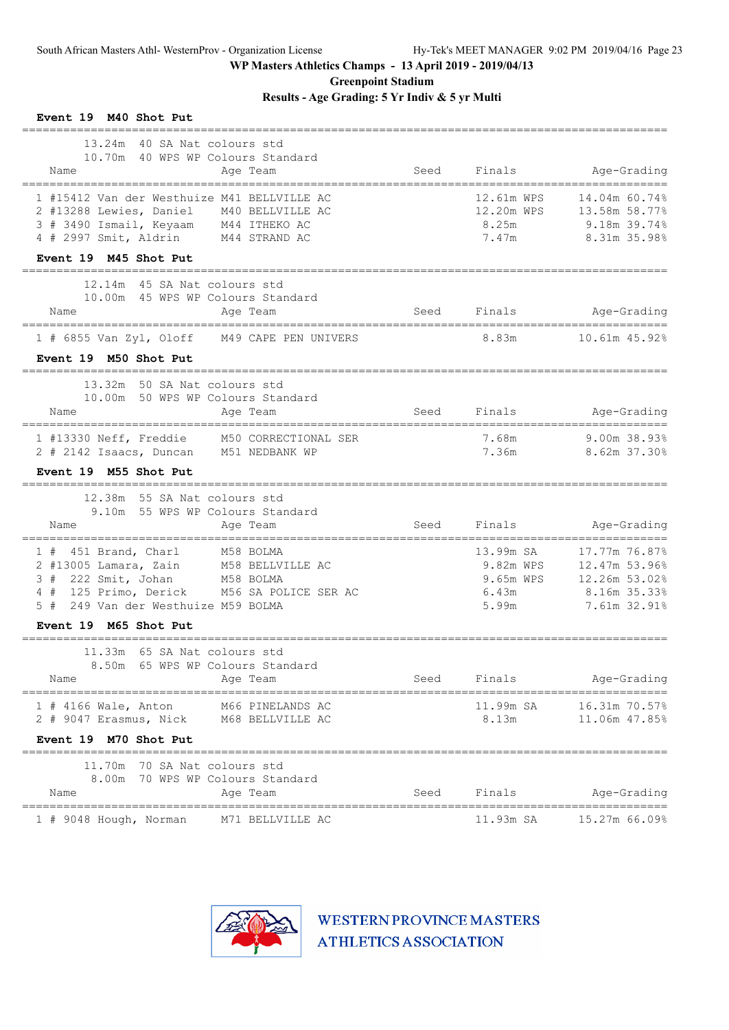**WP Masters Athletics Champs - 13 April 2019 - 2019/04/13**

**Greenpoint Stadium**

**Results - Age Grading: 5 Yr Indiv & 5 yr Multi**

### Event 19 M40 Shot Put

13.24m 40 SA Nat colours std
10.70m 40 WPS WP Colours Standard

| Place | Name | Age | Team | Seed | Finals | Age-Grading |
|---|---|---|---|---|---|---|
| 1 | #15412 Van der Westhuize | M41 | BELLVILLE AC | | 12.61m WPS | 14.04m 60.74% |
| 2 | #13288 Lewies, Daniel | M40 | BELLVILLE AC | | 12.20m WPS | 13.58m 58.77% |
| 3 | # 3490 Ismail, Keyaam | M44 | ITHEKO AC | | 8.25m | 9.18m 39.74% |
| 4 | # 2997 Smit, Aldrin | M44 | STRAND AC | | 7.47m | 8.31m 35.98% |

### Event 19 M45 Shot Put

12.14m 45 SA Nat colours std
10.00m 45 WPS WP Colours Standard

| Place | Name | Age | Team | Seed | Finals | Age-Grading |
|---|---|---|---|---|---|---|
| 1 | # 6855 Van Zyl, Oloff | M49 | CAPE PEN UNIVERS | | 8.83m | 10.61m 45.92% |

### Event 19 M50 Shot Put

13.32m 50 SA Nat colours std
10.00m 50 WPS WP Colours Standard

| Place | Name | Age | Team | Seed | Finals | Age-Grading |
|---|---|---|---|---|---|---|
| 1 | #13330 Neff, Freddie | M50 | CORRECTIONAL SER | | 7.68m | 9.00m 38.93% |
| 2 | # 2142 Isaacs, Duncan | M51 | NEDBANK WP | | 7.36m | 8.62m 37.30% |

### Event 19 M55 Shot Put

12.38m 55 SA Nat colours std
9.10m 55 WPS WP Colours Standard

| Place | Name | Age | Team | Seed | Finals | Age-Grading |
|---|---|---|---|---|---|---|
| 1 | # 451 Brand, Charl | M58 | BOLMA | | 13.99m SA | 17.77m 76.87% |
| 2 | #13005 Lamara, Zain | M58 | BELLVILLE AC | | 9.82m WPS | 12.47m 53.96% |
| 3 | # 222 Smit, Johan | M58 | BOLMA | | 9.65m WPS | 12.26m 53.02% |
| 4 | # 125 Primo, Derick | M56 | SA POLICE SER AC | | 6.43m | 8.16m 35.33% |
| 5 | # 249 Van der Westhuize | M59 | BOLMA | | 5.99m | 7.61m 32.91% |

### Event 19 M65 Shot Put

11.33m 65 SA Nat colours std
8.50m 65 WPS WP Colours Standard

| Place | Name | Age | Team | Seed | Finals | Age-Grading |
|---|---|---|---|---|---|---|
| 1 | # 4166 Wale, Anton | M66 | PINELANDS AC | | 11.99m SA | 16.31m 70.57% |
| 2 | # 9047 Erasmus, Nick | M68 | BELLVILLE AC | | 8.13m | 11.06m 47.85% |

### Event 19 M70 Shot Put

11.70m 70 SA Nat colours std
8.00m 70 WPS WP Colours Standard

| Place | Name | Age | Team | Seed | Finals | Age-Grading |
|---|---|---|---|---|---|---|
| 1 | # 9048 Hough, Norman | M71 | BELLVILLE AC | | 11.93m SA | 15.27m 66.09% |

WESTERN PROVINCE MASTERS ATHLETICS ASSOCIATION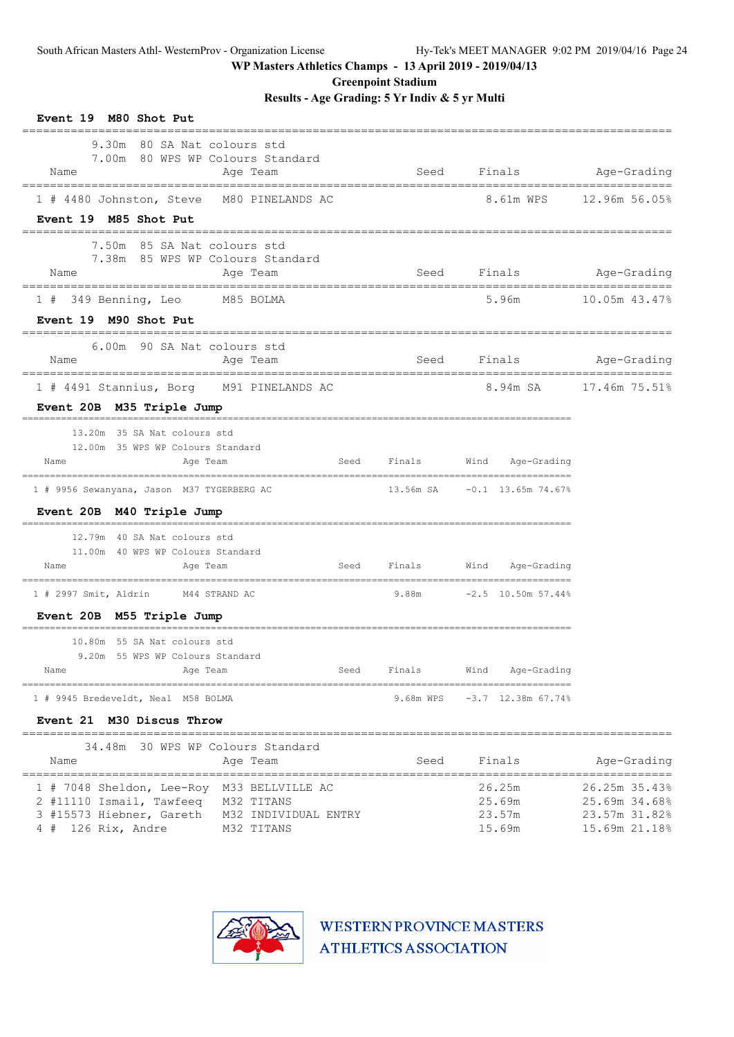WP Masters Athletics Champs - 13 April 2019 - 2019/04/13

Greenpoint Stadium

Results - Age Grading: 5 Yr Indiv & 5 yr Multi

## Event 19 M80 Shot Put

9.30m 80 SA Nat colours std
7.00m 80 WPS WP Colours Standard

| Place | Name | Age | Team | Seed | Finals | Age-Grading |
|---|---|---|---|---|---|---|
| 1 # 4480 | Johnston, Steve | M80 | PINELANDS AC | | 8.61m WPS | 12.96m 56.05% |

## Event 19 M85 Shot Put

7.50m 85 SA Nat colours std
7.38m 85 WPS WP Colours Standard

| Place | Name | Age | Team | Seed | Finals | Age-Grading |
|---|---|---|---|---|---|---|
| 1 # 349 | Benning, Leo | M85 | BOLMA | | 5.96m | 10.05m 43.47% |

## Event 19 M90 Shot Put

6.00m 90 SA Nat colours std

| Place | Name | Age | Team | Seed | Finals | Age-Grading |
|---|---|---|---|---|---|---|
| 1 # 4491 | Stannius, Borg | M91 | PINELANDS AC | | 8.94m SA | 17.46m 75.51% |

## Event 20B M35 Triple Jump

13.20m 35 SA Nat colours std
12.00m 35 WPS WP Colours Standard

| Place | Name | Age | Team | Seed | Finals | Wind | Age-Grading |
|---|---|---|---|---|---|---|---|
| 1 # 9956 | Sewanyana, Jason | M37 | TYGERBERG AC | | 13.56m SA | -0.1 | 13.65m 74.67% |

## Event 20B M40 Triple Jump

12.79m 40 SA Nat colours std
11.00m 40 WPS WP Colours Standard

| Place | Name | Age | Team | Seed | Finals | Wind | Age-Grading |
|---|---|---|---|---|---|---|---|
| 1 # 2997 | Smit, Aldrin | M44 | STRAND AC | | 9.88m | -2.5 | 10.50m 57.44% |

## Event 20B M55 Triple Jump

10.80m 55 SA Nat colours std
9.20m 55 WPS WP Colours Standard

| Place | Name | Age | Team | Seed | Finals | Wind | Age-Grading |
|---|---|---|---|---|---|---|---|
| 1 # 9945 | Bredeveldt, Neal | M58 | BOLMA | | 9.68m WPS | -3.7 | 12.38m 67.74% |

## Event 21 M30 Discus Throw

34.48m 30 WPS WP Colours Standard

| Place | Name | Age | Team | Seed | Finals | Age-Grading |
|---|---|---|---|---|---|---|
| 1 # 7048 | Sheldon, Lee-Roy | M33 | BELLVILLE AC | | 26.25m | 26.25m 35.43% |
| 2 #11110 | Ismail, Tawfeeq | M32 | TITANS | | 25.69m | 25.69m 34.68% |
| 3 #15573 | Hiebner, Gareth | M32 | INDIVIDUAL ENTRY | | 23.57m | 23.57m 31.82% |
| 4 # 126 | Rix, Andre | M32 | TITANS | | 15.69m | 15.69m 21.18% |

WESTERN PROVINCE MASTERS ATHLETICS ASSOCIATION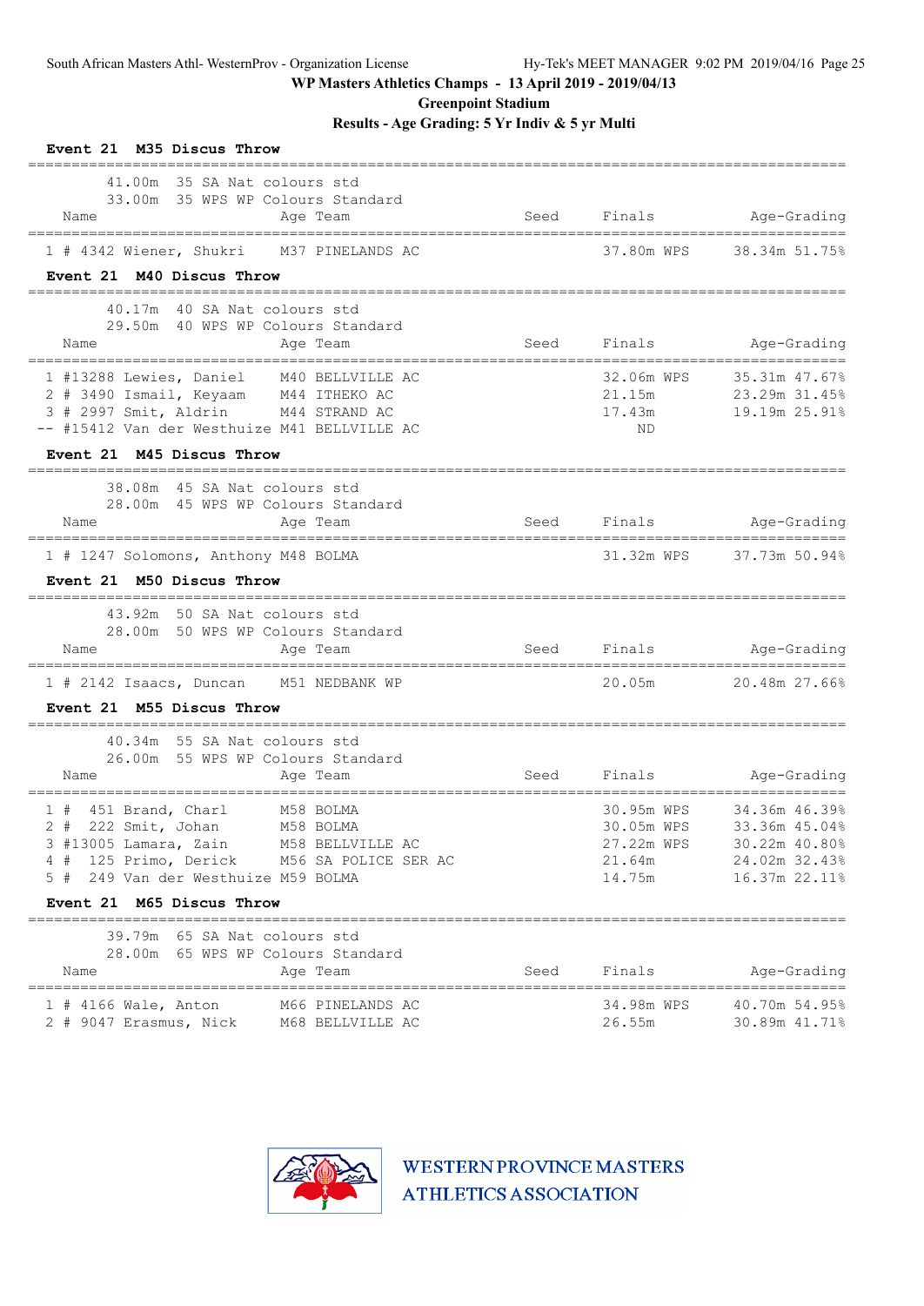WP Masters Athletics Champs - 13 April 2019 - 2019/04/13

Greenpoint Stadium

Results - Age Grading: 5 Yr Indiv & 5 yr Multi

### Event 21 M35 Discus Throw

41.00m 35 SA Nat colours std
33.00m 35 WPS WP Colours Standard

| Place | Name | Age | Team | Seed | Finals | Age-Grading |
|---|---|---|---|---|---|---|
| 1 | # 4342 Wiener, Shukri | M37 | PINELANDS AC | | 37.80m WPS | 38.34m 51.75% |

### Event 21 M40 Discus Throw

40.17m 40 SA Nat colours std
29.50m 40 WPS WP Colours Standard

| Place | Name | Age | Team | Seed | Finals | Age-Grading |
|---|---|---|---|---|---|---|
| 1 | #13288 Lewies, Daniel | M40 | BELLVILLE AC | | 32.06m WPS | 35.31m 47.67% |
| 2 | # 3490 Ismail, Keyaam | M44 | ITHEKO AC | | 21.15m | 23.29m 31.45% |
| 3 | # 2997 Smit, Aldrin | M44 | STRAND AC | | 17.43m | 19.19m 25.91% |
| -- | #15412 Van der Westhuize | M41 | BELLVILLE AC | | ND | |

### Event 21 M45 Discus Throw

38.08m 45 SA Nat colours std
28.00m 45 WPS WP Colours Standard

| Place | Name | Age | Team | Seed | Finals | Age-Grading |
|---|---|---|---|---|---|---|
| 1 | # 1247 Solomons, Anthony | M48 | BOLMA | | 31.32m WPS | 37.73m 50.94% |

### Event 21 M50 Discus Throw

43.92m 50 SA Nat colours std
28.00m 50 WPS WP Colours Standard

| Place | Name | Age | Team | Seed | Finals | Age-Grading |
|---|---|---|---|---|---|---|
| 1 | # 2142 Isaacs, Duncan | M51 | NEDBANK WP | | 20.05m | 20.48m 27.66% |

### Event 21 M55 Discus Throw

40.34m 55 SA Nat colours std
26.00m 55 WPS WP Colours Standard

| Place | Name | Age | Team | Seed | Finals | Age-Grading |
|---|---|---|---|---|---|---|
| 1 | # 451 Brand, Charl | M58 | BOLMA | | 30.95m WPS | 34.36m 46.39% |
| 2 | # 222 Smit, Johan | M58 | BOLMA | | 30.05m WPS | 33.36m 45.04% |
| 3 | #13005 Lamara, Zain | M58 | BELLVILLE AC | | 27.22m WPS | 30.22m 40.80% |
| 4 | # 125 Primo, Derick | M56 | SA POLICE SER AC | | 21.64m | 24.02m 32.43% |
| 5 | # 249 Van der Westhuize | M59 | BOLMA | | 14.75m | 16.37m 22.11% |

### Event 21 M65 Discus Throw

39.79m 65 SA Nat colours std
28.00m 65 WPS WP Colours Standard

| Place | Name | Age | Team | Seed | Finals | Age-Grading |
|---|---|---|---|---|---|---|
| 1 | # 4166 Wale, Anton | M66 | PINELANDS AC | | 34.98m WPS | 40.70m 54.95% |
| 2 | # 9047 Erasmus, Nick | M68 | BELLVILLE AC | | 26.55m | 30.89m 41.71% |

WESTERN PROVINCE MASTERS ATHLETICS ASSOCIATION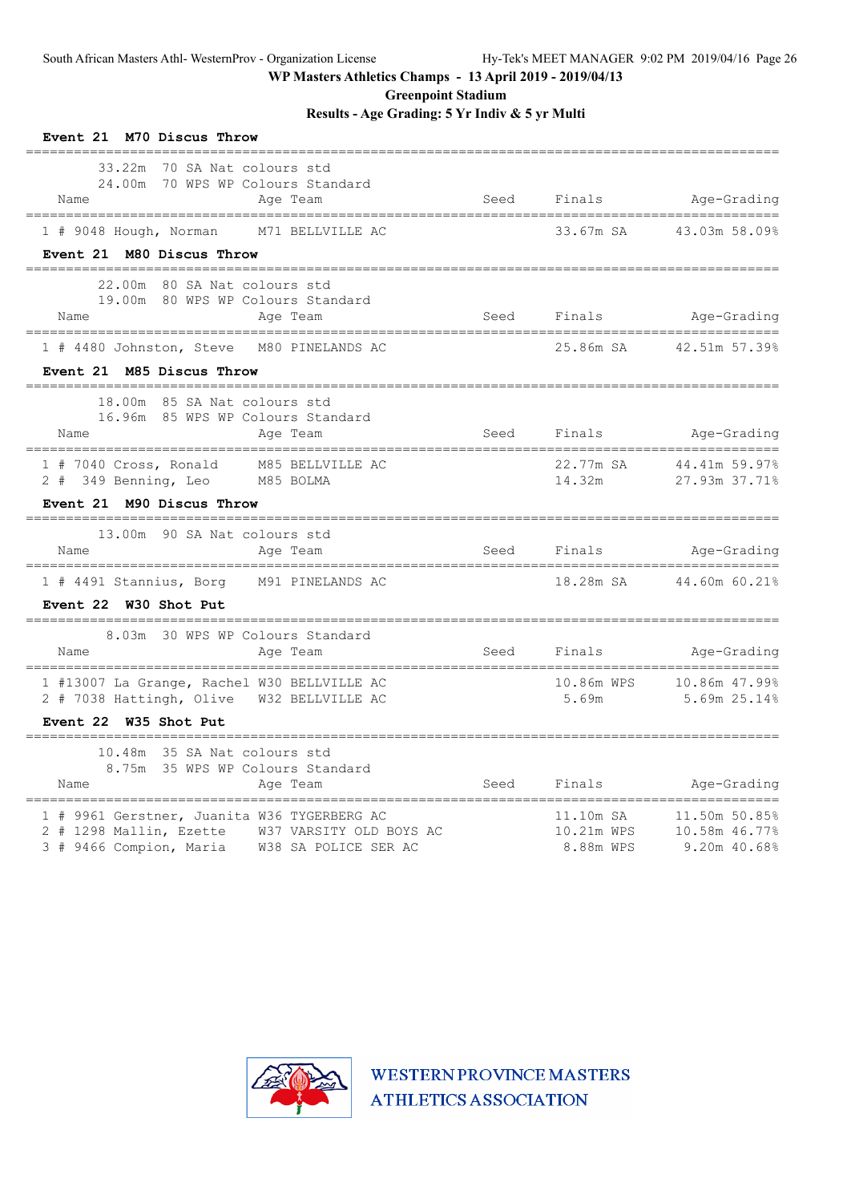WP Masters Athletics Champs - 13 April 2019 - 2019/04/13

Greenpoint Stadium

Results - Age Grading: 5 Yr Indiv & 5 yr Multi

### Event 21 M70 Discus Throw

33.22m 70 SA Nat colours std
24.00m 70 WPS WP Colours Standard

| Place | Name | Age | Team | Seed | Finals | Age-Grading |
|---|---|---|---|---|---|---|
| 1 | # 9048 Hough, Norman | M71 | BELLVILLE AC | | 33.67m SA | 43.03m 58.09% |

### Event 21 M80 Discus Throw

22.00m 80 SA Nat colours std
19.00m 80 WPS WP Colours Standard

| Place | Name | Age | Team | Seed | Finals | Age-Grading |
|---|---|---|---|---|---|---|
| 1 | # 4480 Johnston, Steve | M80 | PINELANDS AC | | 25.86m SA | 42.51m 57.39% |

### Event 21 M85 Discus Throw

18.00m 85 SA Nat colours std
16.96m 85 WPS WP Colours Standard

| Place | Name | Age | Team | Seed | Finals | Age-Grading |
|---|---|---|---|---|---|---|
| 1 | # 7040 Cross, Ronald | M85 | BELLVILLE AC | | 22.77m SA | 44.41m 59.97% |
| 2 | # 349 Benning, Leo | M85 | BOLMA | | 14.32m | 27.93m 37.71% |

### Event 21 M90 Discus Throw

13.00m 90 SA Nat colours std

| Place | Name | Age | Team | Seed | Finals | Age-Grading |
|---|---|---|---|---|---|---|
| 1 | # 4491 Stannius, Borg | M91 | PINELANDS AC | | 18.28m SA | 44.60m 60.21% |

### Event 22 W30 Shot Put

8.03m 30 WPS WP Colours Standard

| Place | Name | Age | Team | Seed | Finals | Age-Grading |
|---|---|---|---|---|---|---|
| 1 | #13007 La Grange, Rachel | W30 | BELLVILLE AC | | 10.86m WPS | 10.86m 47.99% |
| 2 | # 7038 Hattingh, Olive | W32 | BELLVILLE AC | | 5.69m | 5.69m 25.14% |

### Event 22 W35 Shot Put

10.48m 35 SA Nat colours std
8.75m 35 WPS WP Colours Standard

| Place | Name | Age | Team | Seed | Finals | Age-Grading |
|---|---|---|---|---|---|---|
| 1 | # 9961 Gerstner, Juanita | W36 | TYGERBERG AC | | 11.10m SA | 11.50m 50.85% |
| 2 | # 1298 Mallin, Ezette | W37 | VARSITY OLD BOYS AC | | 10.21m WPS | 10.58m 46.77% |
| 3 | # 9466 Compion, Maria | W38 | SA POLICE SER AC | | 8.88m WPS | 9.20m 40.68% |

WESTERN PROVINCE MASTERS ATHLETICS ASSOCIATION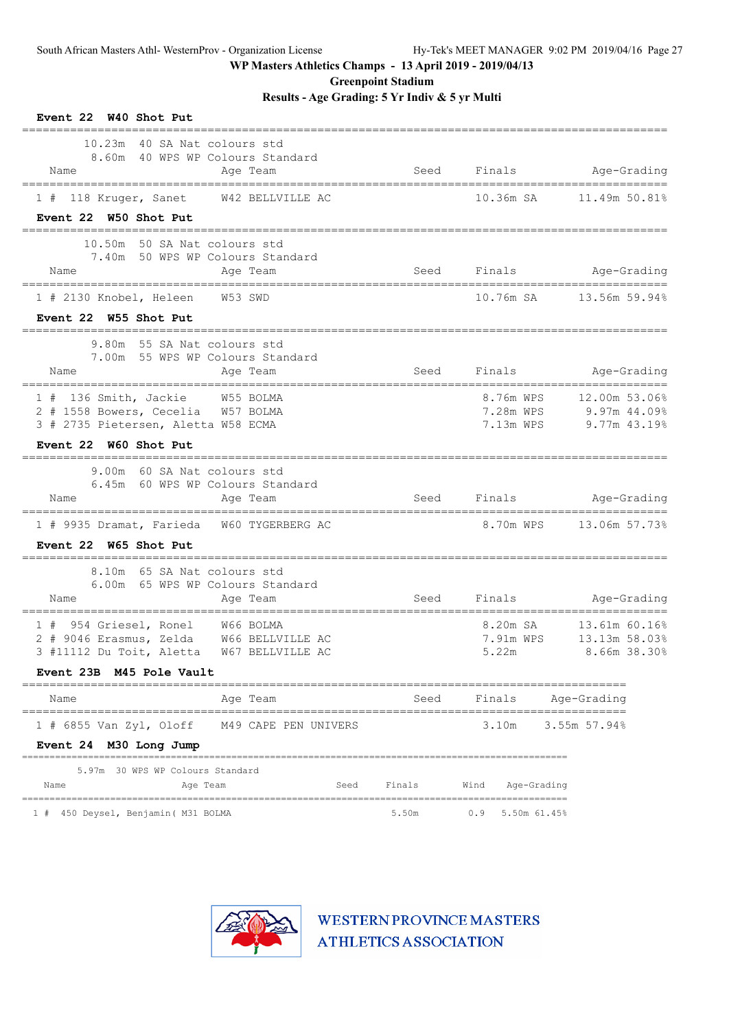WP Masters Athletics Champs - 13 April 2019 - 2019/04/13

Greenpoint Stadium

Results - Age Grading: 5 Yr Indiv & 5 yr Multi

**Event 22 W40 Shot Put**

10.23m 40 SA Nat colours std
8.60m 40 WPS WP Colours Standard

| Name | Age | Team | Seed | Finals | Age-Grading |
|---|---|---|---|---|---|
| 1 # 118 Kruger, Sanet | W42 | BELLVILLE AC | | 10.36m SA | 11.49m 50.81% |

**Event 22 W50 Shot Put**

10.50m 50 SA Nat colours std
7.40m 50 WPS WP Colours Standard

| Name | Age | Team | Seed | Finals | Age-Grading |
|---|---|---|---|---|---|
| 1 # 2130 Knobel, Heleen | W53 | SWD | | 10.76m SA | 13.56m 59.94% |

**Event 22 W55 Shot Put**

9.80m 55 SA Nat colours std
7.00m 55 WPS WP Colours Standard

| Name | Age | Team | Seed | Finals | Age-Grading |
|---|---|---|---|---|---|
| 1 # 136 Smith, Jackie | W55 | BOLMA | | 8.76m WPS | 12.00m 53.06% |
| 2 # 1558 Bowers, Cecelia | W57 | BOLMA | | 7.28m WPS | 9.97m 44.09% |
| 3 # 2735 Pietersen, Aletta | W58 | ECMA | | 7.13m WPS | 9.77m 43.19% |

**Event 22 W60 Shot Put**

9.00m 60 SA Nat colours std
6.45m 60 WPS WP Colours Standard

| Name | Age | Team | Seed | Finals | Age-Grading |
|---|---|---|---|---|---|
| 1 # 9935 Dramat, Farieda | W60 | TYGERBERG AC | | 8.70m WPS | 13.06m 57.73% |

**Event 22 W65 Shot Put**

8.10m 65 SA Nat colours std
6.00m 65 WPS WP Colours Standard

| Name | Age | Team | Seed | Finals | Age-Grading |
|---|---|---|---|---|---|
| 1 # 954 Griesel, Ronel | W66 | BOLMA | | 8.20m SA | 13.61m 60.16% |
| 2 # 9046 Erasmus, Zelda | W66 | BELLVILLE AC | | 7.91m WPS | 13.13m 58.03% |
| 3 #11112 Du Toit, Aletta | W67 | BELLVILLE AC | | 5.22m | 8.66m 38.30% |

**Event 23B M45 Pole Vault**

| Name | Age | Team | Seed | Finals | Age-Grading |
|---|---|---|---|---|---|
| 1 # 6855 Van Zyl, Oloff | M49 | CAPE PEN UNIVERS | | 3.10m | 3.55m 57.94% |

**Event 24 M30 Long Jump**

5.97m 30 WPS WP Colours Standard

| Name | Age | Team | Seed | Finals | Wind | Age-Grading |
|---|---|---|---|---|---|---|
| 1 # 450 Deysel, Benjamin( | M31 | BOLMA | | 5.50m | 0.9 | 5.50m 61.45% |

WESTERN PROVINCE MASTERS ATHLETICS ASSOCIATION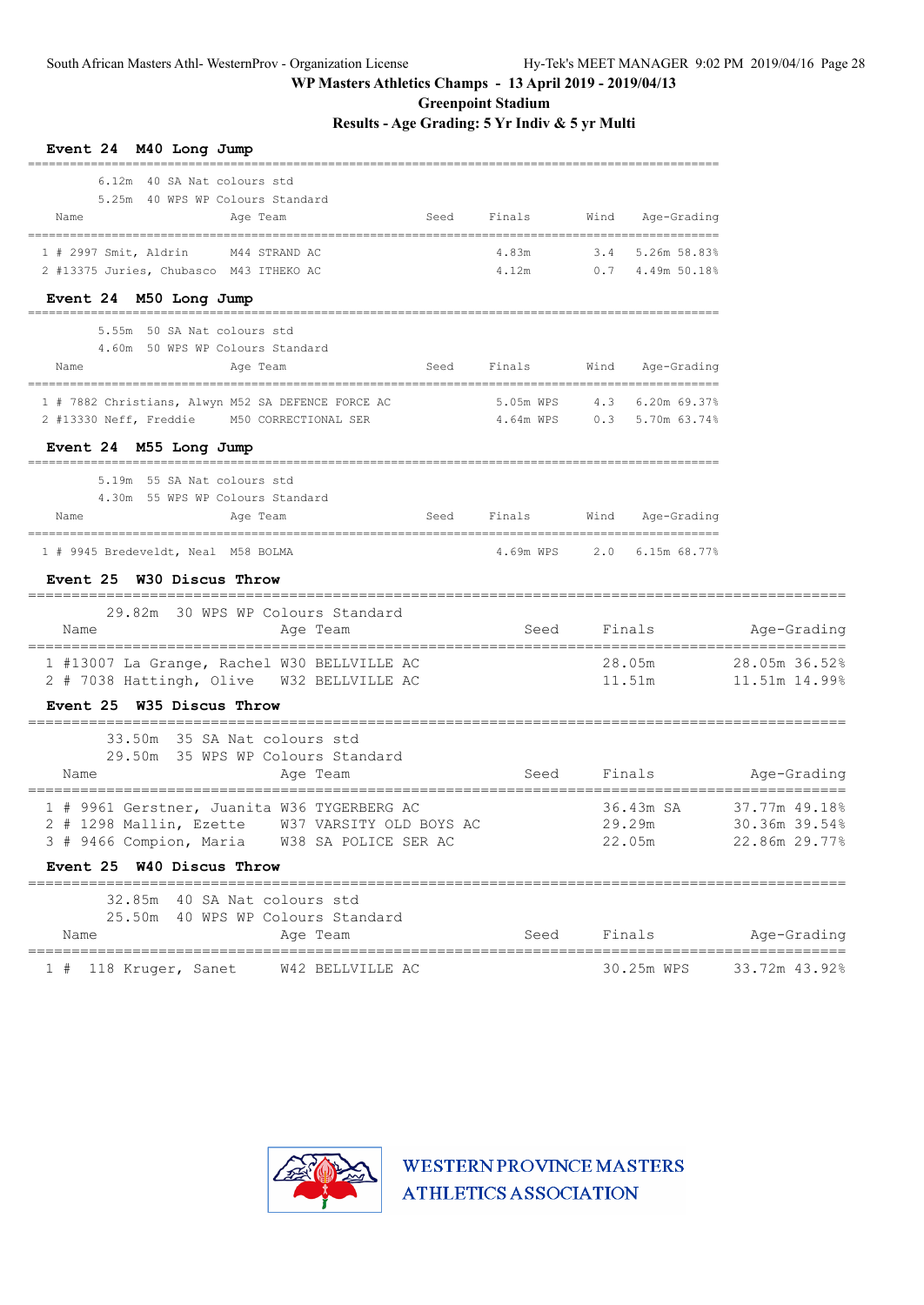WP Masters Athletics Champs - 13 April 2019 - 2019/04/13

Greenpoint Stadium

Results - Age Grading: 5 Yr Indiv & 5 yr Multi

### Event 24 M40 Long Jump

6.12m 40 SA Nat colours std
5.25m 40 WPS WP Colours Standard

| | Name | Age | Team | Seed | Finals | Wind | Age-Grading |
|---|---|---|---|---|---|---|---|
| 1 | # 2997 Smit, Aldrin | M44 | STRAND AC | | 4.83m | 3.4 | 5.26m 58.83% |
| 2 | #13375 Juries, Chubasco | M43 | ITHEKO AC | | 4.12m | 0.7 | 4.49m 50.18% |

### Event 24 M50 Long Jump

5.55m 50 SA Nat colours std
4.60m 50 WPS WP Colours Standard

| | Name | Age | Team | Seed | Finals | Wind | Age-Grading |
|---|---|---|---|---|---|---|---|
| 1 | # 7882 Christians, Alwyn | M52 | SA DEFENCE FORCE AC | | 5.05m WPS | 4.3 | 6.20m 69.37% |
| 2 | #13330 Neff, Freddie | M50 | CORRECTIONAL SER | | 4.64m WPS | 0.3 | 5.70m 63.74% |

### Event 24 M55 Long Jump

5.19m 55 SA Nat colours std
4.30m 55 WPS WP Colours Standard

| | Name | Age | Team | Seed | Finals | Wind | Age-Grading |
|---|---|---|---|---|---|---|---|
| 1 | # 9945 Bredeveldt, Neal | M58 | BOLMA | | 4.69m WPS | 2.0 | 6.15m 68.77% |

### Event 25 W30 Discus Throw

29.82m 30 WPS WP Colours Standard

| | Name | Age | Team | Seed | Finals | Age-Grading |
|---|---|---|---|---|---|---|
| 1 | #13007 La Grange, Rachel | W30 | BELLVILLE AC | | 28.05m | 28.05m 36.52% |
| 2 | # 7038 Hattingh, Olive | W32 | BELLVILLE AC | | 11.51m | 11.51m 14.99% |

### Event 25 W35 Discus Throw

33.50m 35 SA Nat colours std
29.50m 35 WPS WP Colours Standard

| | Name | Age | Team | Seed | Finals | Age-Grading |
|---|---|---|---|---|---|---|
| 1 | # 9961 Gerstner, Juanita | W36 | TYGERBERG AC | | 36.43m SA | 37.77m 49.18% |
| 2 | # 1298 Mallin, Ezette | W37 | VARSITY OLD BOYS AC | | 29.29m | 30.36m 39.54% |
| 3 | # 9466 Compion, Maria | W38 | SA POLICE SER AC | | 22.05m | 22.86m 29.77% |

### Event 25 W40 Discus Throw

32.85m 40 SA Nat colours std
25.50m 40 WPS WP Colours Standard

| | Name | Age | Team | Seed | Finals | Age-Grading |
|---|---|---|---|---|---|---|
| 1 | # 118 Kruger, Sanet | W42 | BELLVILLE AC | | 30.25m WPS | 33.72m 43.92% |

WESTERN PROVINCE MASTERS ATHLETICS ASSOCIATION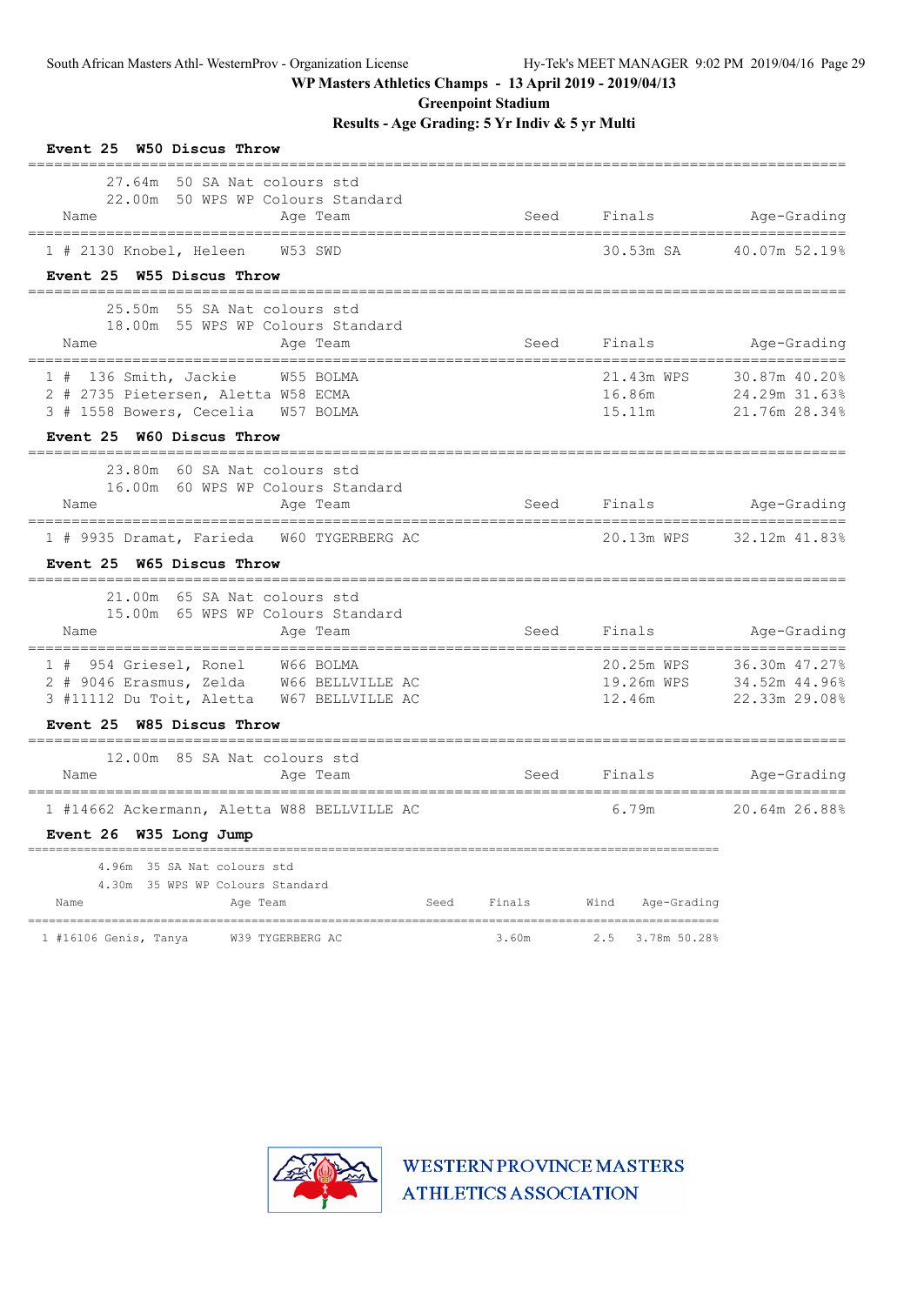WP Masters Athletics Champs - 13 April 2019 - 2019/04/13

Greenpoint Stadium

Results - Age Grading: 5 Yr Indiv & 5 yr Multi

## Event 25 W50 Discus Throw

27.64m 50 SA Nat colours std
22.00m 50 WPS WP Colours Standard

| Place | # | Name | Age | Team | Seed | Finals | Age-Grading |
|---|---|---|---|---|---|---|---|
| 1 | # 2130 | Knobel, Heleen | W53 | SWD | | 30.53m SA | 40.07m 52.19% |

## Event 25 W55 Discus Throw

25.50m 55 SA Nat colours std
18.00m 55 WPS WP Colours Standard

| Place | # | Name | Age | Team | Seed | Finals | Age-Grading |
|---|---|---|---|---|---|---|---|
| 1 | # 136 | Smith, Jackie | W55 | BOLMA | | 21.43m WPS | 30.87m 40.20% |
| 2 | # 2735 | Pietersen, Aletta | W58 | ECMA | | 16.86m | 24.29m 31.63% |
| 3 | # 1558 | Bowers, Cecelia | W57 | BOLMA | | 15.11m | 21.76m 28.34% |

## Event 25 W60 Discus Throw

23.80m 60 SA Nat colours std
16.00m 60 WPS WP Colours Standard

| Place | # | Name | Age | Team | Seed | Finals | Age-Grading |
|---|---|---|---|---|---|---|---|
| 1 | # 9935 | Dramat, Farieda | W60 | TYGERBERG AC | | 20.13m WPS | 32.12m 41.83% |

## Event 25 W65 Discus Throw

21.00m 65 SA Nat colours std
15.00m 65 WPS WP Colours Standard

| Place | # | Name | Age | Team | Seed | Finals | Age-Grading |
|---|---|---|---|---|---|---|---|
| 1 | # 954 | Griesel, Ronel | W66 | BOLMA | | 20.25m WPS | 36.30m 47.27% |
| 2 | # 9046 | Erasmus, Zelda | W66 | BELLVILLE AC | | 19.26m WPS | 34.52m 44.96% |
| 3 | #11112 | Du Toit, Aletta | W67 | BELLVILLE AC | | 12.46m | 22.33m 29.08% |

## Event 25 W85 Discus Throw

12.00m 85 SA Nat colours std

| Place | # | Name | Age | Team | Seed | Finals | Age-Grading |
|---|---|---|---|---|---|---|---|
| 1 | #14662 | Ackermann, Aletta | W88 | BELLVILLE AC | | 6.79m | 20.64m 26.88% |

## Event 26 W35 Long Jump

4.96m 35 SA Nat colours std
4.30m 35 WPS WP Colours Standard

| Place | # | Name | Age | Team | Seed | Finals | Wind | Age-Grading |
|---|---|---|---|---|---|---|---|---|
| 1 | #16106 | Genis, Tanya | W39 | TYGERBERG AC | | 3.60m | 2.5 | 3.78m 50.28% |

WESTERN PROVINCE MASTERS ATHLETICS ASSOCIATION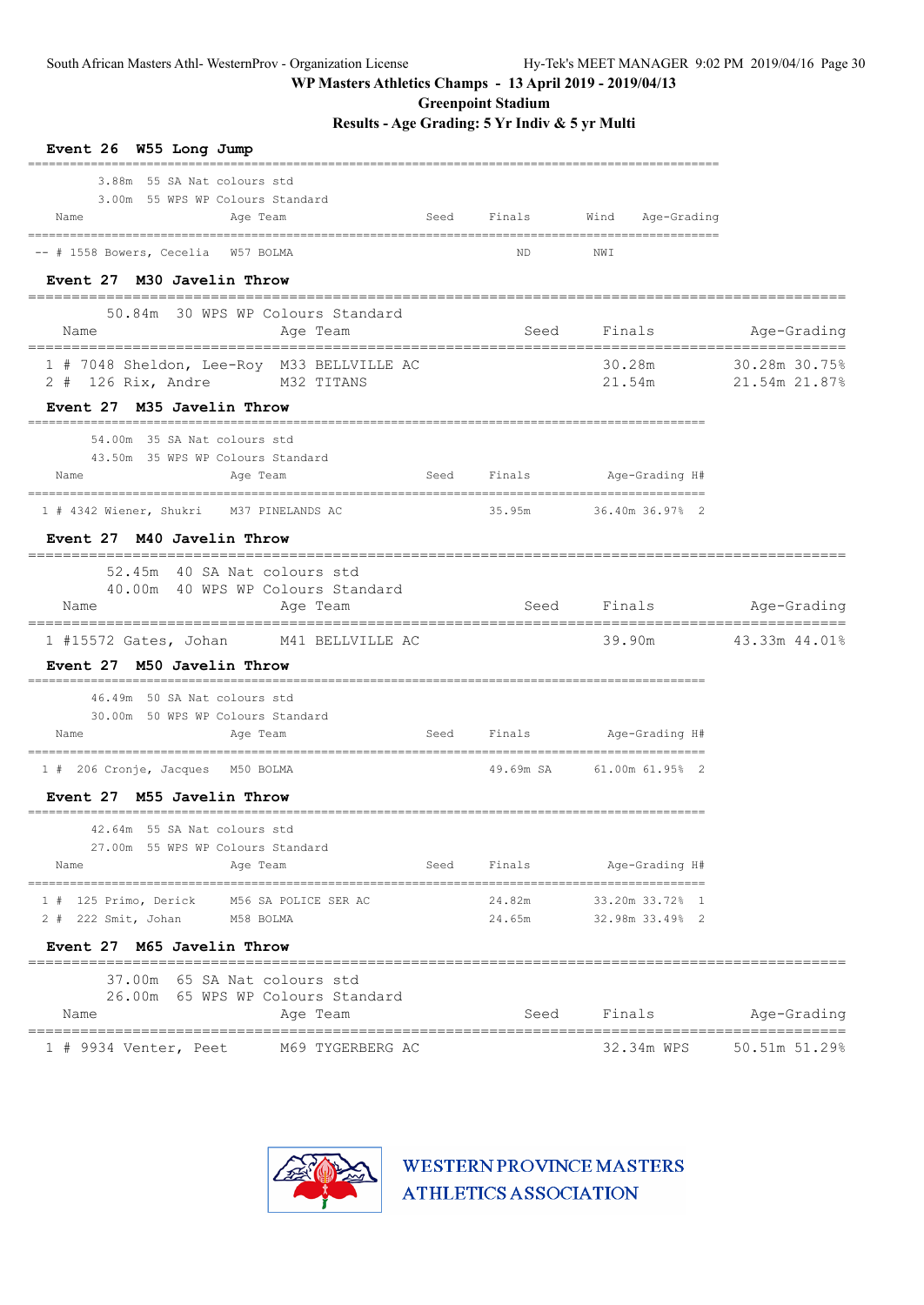WP Masters Athletics Champs - 13 April 2019 - 2019/04/13

Greenpoint Stadium

**Results - Age Grading: 5 Yr Indiv & 5 yr Multi**

### Event 26 W55 Long Jump

3.88m 55 SA Nat colours std
3.00m 55 WPS WP Colours Standard

| | Name | Age | Team | Seed | Finals | Wind | Age-Grading |
|---|---|---|---|---|---|---|---|
| -- | # 1558 Bowers, Cecelia | W57 | BOLMA | | ND | NWI | |

### Event 27 M30 Javelin Throw

50.84m 30 WPS WP Colours Standard

| | Name | Age | Team | Seed | Finals | Age-Grading |
|---|---|---|---|---|---|---|
| 1 | # 7048 Sheldon, Lee-Roy | M33 | BELLVILLE AC | | 30.28m | 30.28m 30.75% |
| 2 | # 126 Rix, Andre | M32 | TITANS | | 21.54m | 21.54m 21.87% |

### Event 27 M35 Javelin Throw

54.00m 35 SA Nat colours std
43.50m 35 WPS WP Colours Standard

| | Name | Age | Team | Seed | Finals | Age-Grading | H# |
|---|---|---|---|---|---|---|---|
| 1 | # 4342 Wiener, Shukri | M37 | PINELANDS AC | | 35.95m | 36.40m 36.97% | 2 |

### Event 27 M40 Javelin Throw

52.45m 40 SA Nat colours std
40.00m 40 WPS WP Colours Standard

| | Name | Age | Team | Seed | Finals | Age-Grading |
|---|---|---|---|---|---|---|
| 1 | #15572 Gates, Johan | M41 | BELLVILLE AC | | 39.90m | 43.33m 44.01% |

### Event 27 M50 Javelin Throw

46.49m 50 SA Nat colours std
30.00m 50 WPS WP Colours Standard

| | Name | Age | Team | Seed | Finals | Age-Grading | H# |
|---|---|---|---|---|---|---|---|
| 1 | # 206 Cronje, Jacques | M50 | BOLMA | | 49.69m SA | 61.00m 61.95% | 2 |

### Event 27 M55 Javelin Throw

42.64m 55 SA Nat colours std
27.00m 55 WPS WP Colours Standard

| | Name | Age | Team | Seed | Finals | Age-Grading | H# |
|---|---|---|---|---|---|---|---|
| 1 | # 125 Primo, Derick | M56 | SA POLICE SER AC | | 24.82m | 33.20m 33.72% | 1 |
| 2 | # 222 Smit, Johan | M58 | BOLMA | | 24.65m | 32.98m 33.49% | 2 |

### Event 27 M65 Javelin Throw

37.00m 65 SA Nat colours std
26.00m 65 WPS WP Colours Standard

| | Name | Age | Team | Seed | Finals | Age-Grading |
|---|---|---|---|---|---|---|
| 1 | # 9934 Venter, Peet | M69 | TYGERBERG AC | | 32.34m WPS | 50.51m 51.29% |

WESTERN PROVINCE MASTERS ATHLETICS ASSOCIATION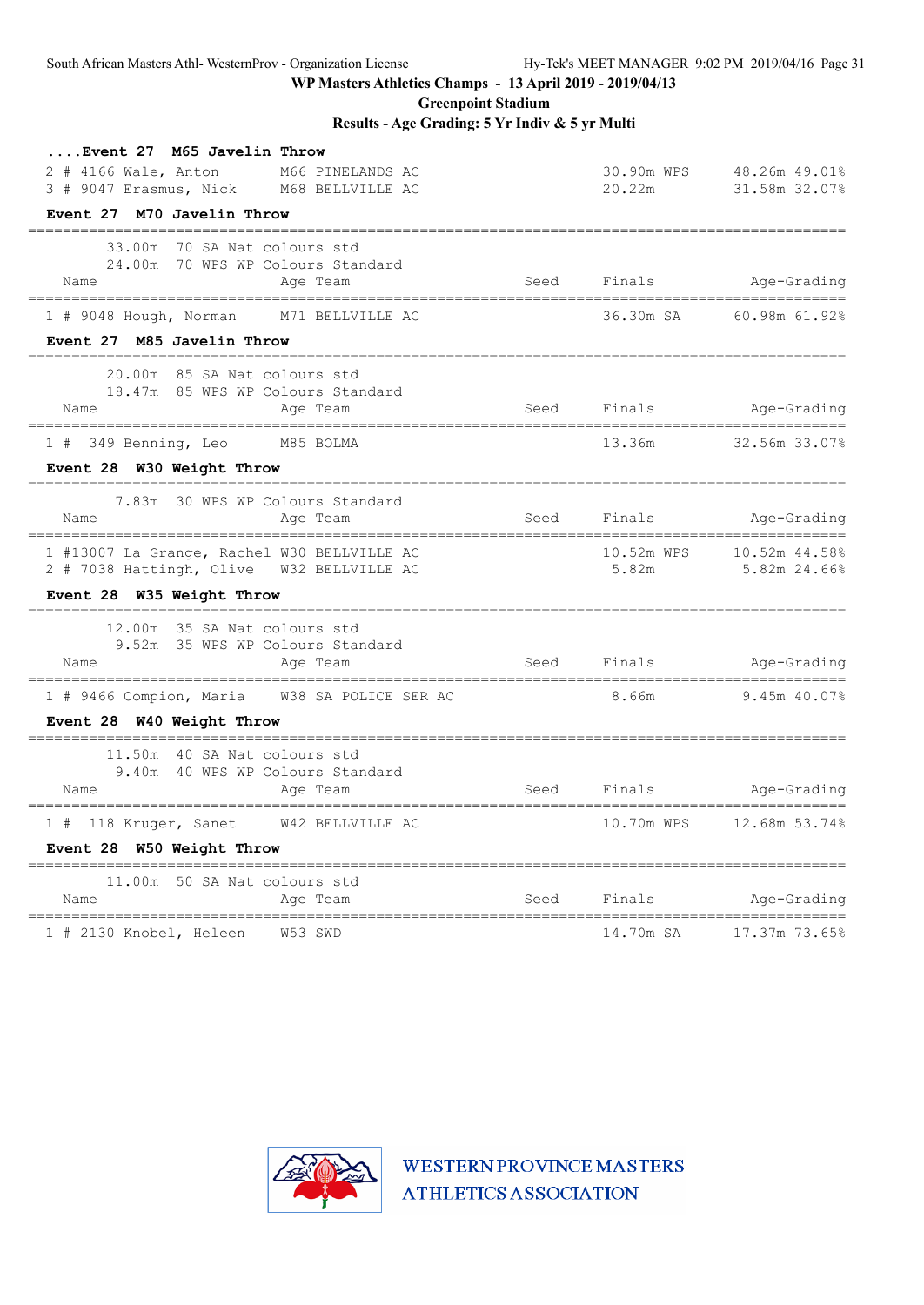WP Masters Athletics Champs - 13 April 2019 - 2019/04/13

Greenpoint Stadium

Results - Age Grading: 5 Yr Indiv & 5 yr Multi

### ....Event 27 M65 Javelin Throw

| Place | Name | Age Team | Seed | Finals | Age-Grading |
|---|---|---|---|---|---|
| 2 | # 4166 Wale, Anton | M66 PINELANDS AC | | 30.90m WPS | 48.26m 49.01% |
| 3 | # 9047 Erasmus, Nick | M68 BELLVILLE AC | | 20.22m | 31.58m 32.07% |

### Event 27 M70 Javelin Throw

33.00m 70 SA Nat colours std
24.00m 70 WPS WP Colours Standard

| Place | Name | Age Team | Seed | Finals | Age-Grading |
|---|---|---|---|---|---|
| 1 | # 9048 Hough, Norman | M71 BELLVILLE AC | | 36.30m SA | 60.98m 61.92% |

### Event 27 M85 Javelin Throw

20.00m 85 SA Nat colours std
18.47m 85 WPS WP Colours Standard

| Place | Name | Age Team | Seed | Finals | Age-Grading |
|---|---|---|---|---|---|
| 1 | # 349 Benning, Leo | M85 BOLMA | | 13.36m | 32.56m 33.07% |

### Event 28 W30 Weight Throw

7.83m 30 WPS WP Colours Standard

| Place | Name | Age Team | Seed | Finals | Age-Grading |
|---|---|---|---|---|---|
| 1 | #13007 La Grange, Rachel | W30 BELLVILLE AC | | 10.52m WPS | 10.52m 44.58% |
| 2 | # 7038 Hattingh, Olive | W32 BELLVILLE AC | | 5.82m | 5.82m 24.66% |

### Event 28 W35 Weight Throw

12.00m 35 SA Nat colours std
9.52m 35 WPS WP Colours Standard

| Place | Name | Age Team | Seed | Finals | Age-Grading |
|---|---|---|---|---|---|
| 1 | # 9466 Compion, Maria | W38 SA POLICE SER AC | | 8.66m | 9.45m 40.07% |

### Event 28 W40 Weight Throw

11.50m 40 SA Nat colours std
9.40m 40 WPS WP Colours Standard

| Place | Name | Age Team | Seed | Finals | Age-Grading |
|---|---|---|---|---|---|
| 1 | # 118 Kruger, Sanet | W42 BELLVILLE AC | | 10.70m WPS | 12.68m 53.74% |

### Event 28 W50 Weight Throw

11.00m 50 SA Nat colours std

| Place | Name | Age Team | Seed | Finals | Age-Grading |
|---|---|---|---|---|---|
| 1 | # 2130 Knobel, Heleen | W53 SWD | | 14.70m SA | 17.37m 73.65% |

WESTERN PROVINCE MASTERS ATHLETICS ASSOCIATION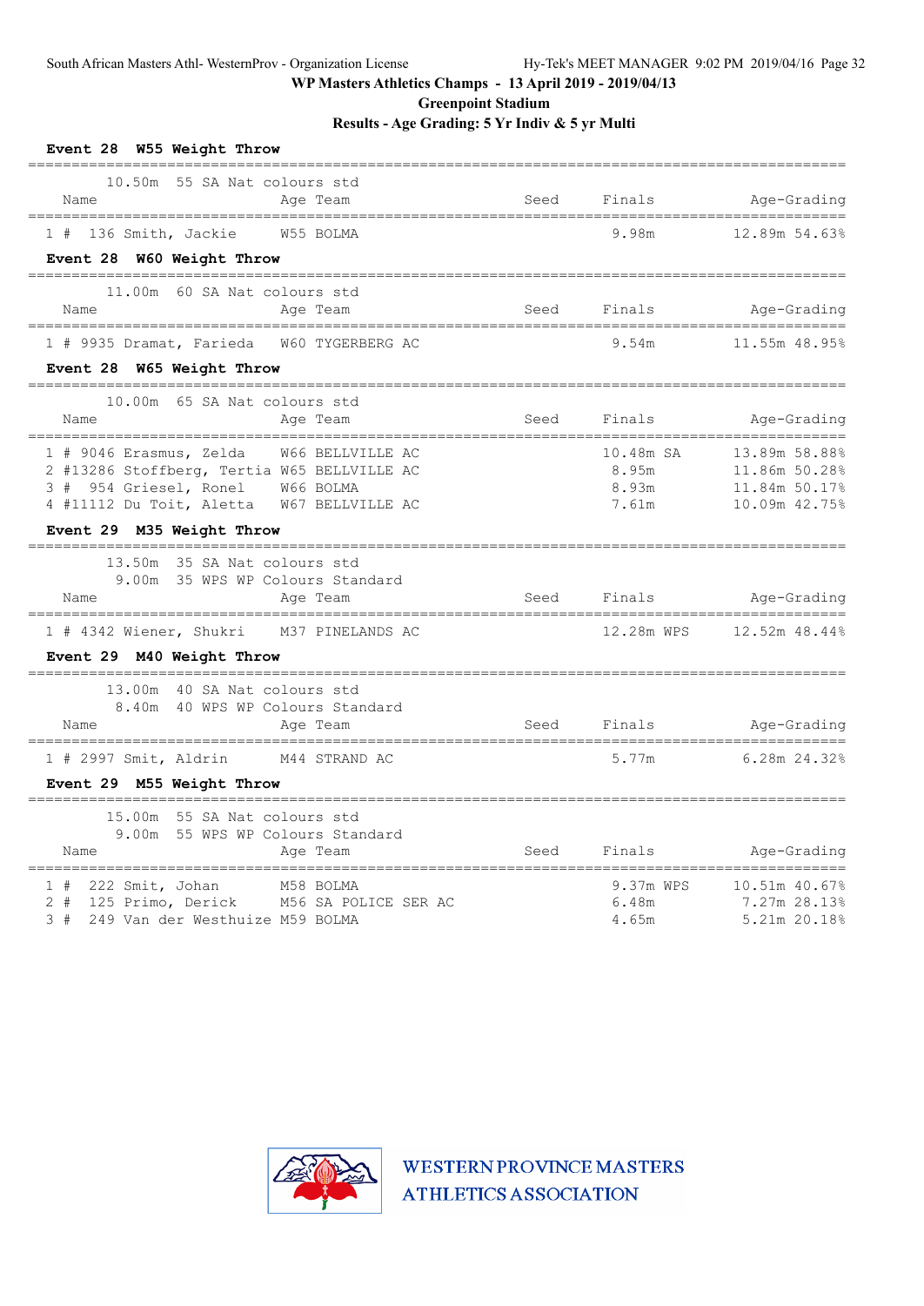WP Masters Athletics Champs - 13 April 2019 - 2019/04/13

Greenpoint Stadium

Results - Age Grading: 5 Yr Indiv & 5 yr Multi

### Event 28 W55 Weight Throw

10.50m 55 SA Nat colours std

| | Name | Age | Team | Seed | Finals | Age-Grading | |
|---|---|---|---|---|---|---|---|
| 1 # | 136 Smith, Jackie | W55 | BOLMA | | 9.98m | 12.89m | 54.63% |

### Event 28 W60 Weight Throw

11.00m 60 SA Nat colours std

| | Name | Age | Team | Seed | Finals | Age-Grading | |
|---|---|---|---|---|---|---|---|
| 1 # | 9935 Dramat, Farieda | W60 | TYGERBERG AC | | 9.54m | 11.55m | 48.95% |

### Event 28 W65 Weight Throw

10.00m 65 SA Nat colours std

| | Name | Age | Team | Seed | Finals | Age-Grading | |
|---|---|---|---|---|---|---|---|
| 1 # | 9046 Erasmus, Zelda | W66 | BELLVILLE AC | | 10.48m SA | 13.89m | 58.88% |
| 2 # | 13286 Stoffberg, Tertia | W65 | BELLVILLE AC | | 8.95m | 11.86m | 50.28% |
| 3 # | 954 Griesel, Ronel | W66 | BOLMA | | 8.93m | 11.84m | 50.17% |
| 4 # | 11112 Du Toit, Aletta | W67 | BELLVILLE AC | | 7.61m | 10.09m | 42.75% |

### Event 29 M35 Weight Throw

13.50m 35 SA Nat colours std
9.00m 35 WPS WP Colours Standard

| | Name | Age | Team | Seed | Finals | Age-Grading | |
|---|---|---|---|---|---|---|---|
| 1 # | 4342 Wiener, Shukri | M37 | PINELANDS AC | | 12.28m WPS | 12.52m | 48.44% |

### Event 29 M40 Weight Throw

13.00m 40 SA Nat colours std
8.40m 40 WPS WP Colours Standard

| | Name | Age | Team | Seed | Finals | Age-Grading | |
|---|---|---|---|---|---|---|---|
| 1 # | 2997 Smit, Aldrin | M44 | STRAND AC | | 5.77m | 6.28m | 24.32% |

### Event 29 M55 Weight Throw

15.00m 55 SA Nat colours std
9.00m 55 WPS WP Colours Standard

| | Name | Age | Team | Seed | Finals | Age-Grading | |
|---|---|---|---|---|---|---|---|
| 1 # | 222 Smit, Johan | M58 | BOLMA | | 9.37m WPS | 10.51m | 40.67% |
| 2 # | 125 Primo, Derick | M56 | SA POLICE SER AC | | 6.48m | 7.27m | 28.13% |
| 3 # | 249 Van der Westhuize | M59 | BOLMA | | 4.65m | 5.21m | 20.18% |

WESTERN PROVINCE MASTERS ATHLETICS ASSOCIATION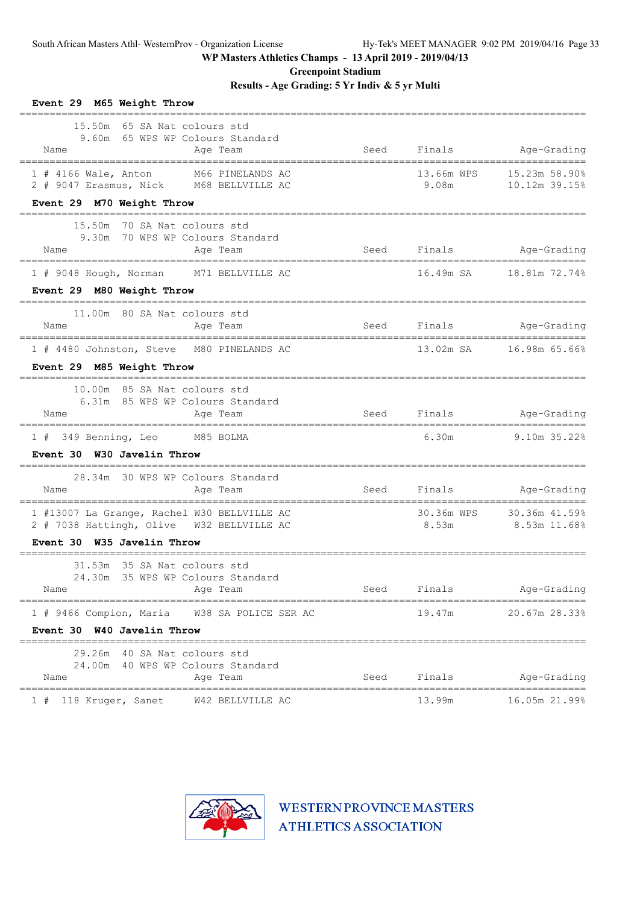WP Masters Athletics Champs - 13 April 2019 - 2019/04/13

Greenpoint Stadium

Results - Age Grading: 5 Yr Indiv & 5 yr Multi

**Event 29 M65 Weight Throw**

15.50m 65 SA Nat colours std
9.60m 65 WPS WP Colours Standard

| | Name | Age | Team | Seed | Finals | | Age-Grading | |
|---|---|---|---|---|---|---|---|---|
| 1 | # 4166 Wale, Anton | M66 | PINELANDS AC | | 13.66m | WPS | 15.23m | 58.90% |
| 2 | # 9047 Erasmus, Nick | M68 | BELLVILLE AC | | 9.08m | | 10.12m | 39.15% |

**Event 29 M70 Weight Throw**

15.50m 70 SA Nat colours std
9.30m 70 WPS WP Colours Standard

| | Name | Age | Team | Seed | Finals | | Age-Grading | |
|---|---|---|---|---|---|---|---|---|
| 1 | # 9048 Hough, Norman | M71 | BELLVILLE AC | | 16.49m | SA | 18.81m | 72.74% |

**Event 29 M80 Weight Throw**

11.00m 80 SA Nat colours std

| | Name | Age | Team | Seed | Finals | | Age-Grading | |
|---|---|---|---|---|---|---|---|---|
| 1 | # 4480 Johnston, Steve | M80 | PINELANDS AC | | 13.02m | SA | 16.98m | 65.66% |

**Event 29 M85 Weight Throw**

10.00m 85 SA Nat colours std
6.31m 85 WPS WP Colours Standard

| | Name | Age | Team | Seed | Finals | | Age-Grading | |
|---|---|---|---|---|---|---|---|---|
| 1 | # 349 Benning, Leo | M85 | BOLMA | | 6.30m | | 9.10m | 35.22% |

**Event 30 W30 Javelin Throw**

28.34m 30 WPS WP Colours Standard

| | Name | Age | Team | Seed | Finals | | Age-Grading | |
|---|---|---|---|---|---|---|---|---|
| 1 | #13007 La Grange, Rachel | W30 | BELLVILLE AC | | 30.36m | WPS | 30.36m | 41.59% |
| 2 | # 7038 Hattingh, Olive | W32 | BELLVILLE AC | | 8.53m | | 8.53m | 11.68% |

**Event 30 W35 Javelin Throw**

31.53m 35 SA Nat colours std
24.30m 35 WPS WP Colours Standard

| | Name | Age | Team | Seed | Finals | | Age-Grading | |
|---|---|---|---|---|---|---|---|---|
| 1 | # 9466 Compion, Maria | W38 | SA POLICE SER AC | | 19.47m | | 20.67m | 28.33% |

**Event 30 W40 Javelin Throw**

29.26m 40 SA Nat colours std
24.00m 40 WPS WP Colours Standard

| | Name | Age | Team | Seed | Finals | | Age-Grading | |
|---|---|---|---|---|---|---|---|---|
| 1 | # 118 Kruger, Sanet | W42 | BELLVILLE AC | | 13.99m | | 16.05m | 21.99% |

WESTERN PROVINCE MASTERS ATHLETICS ASSOCIATION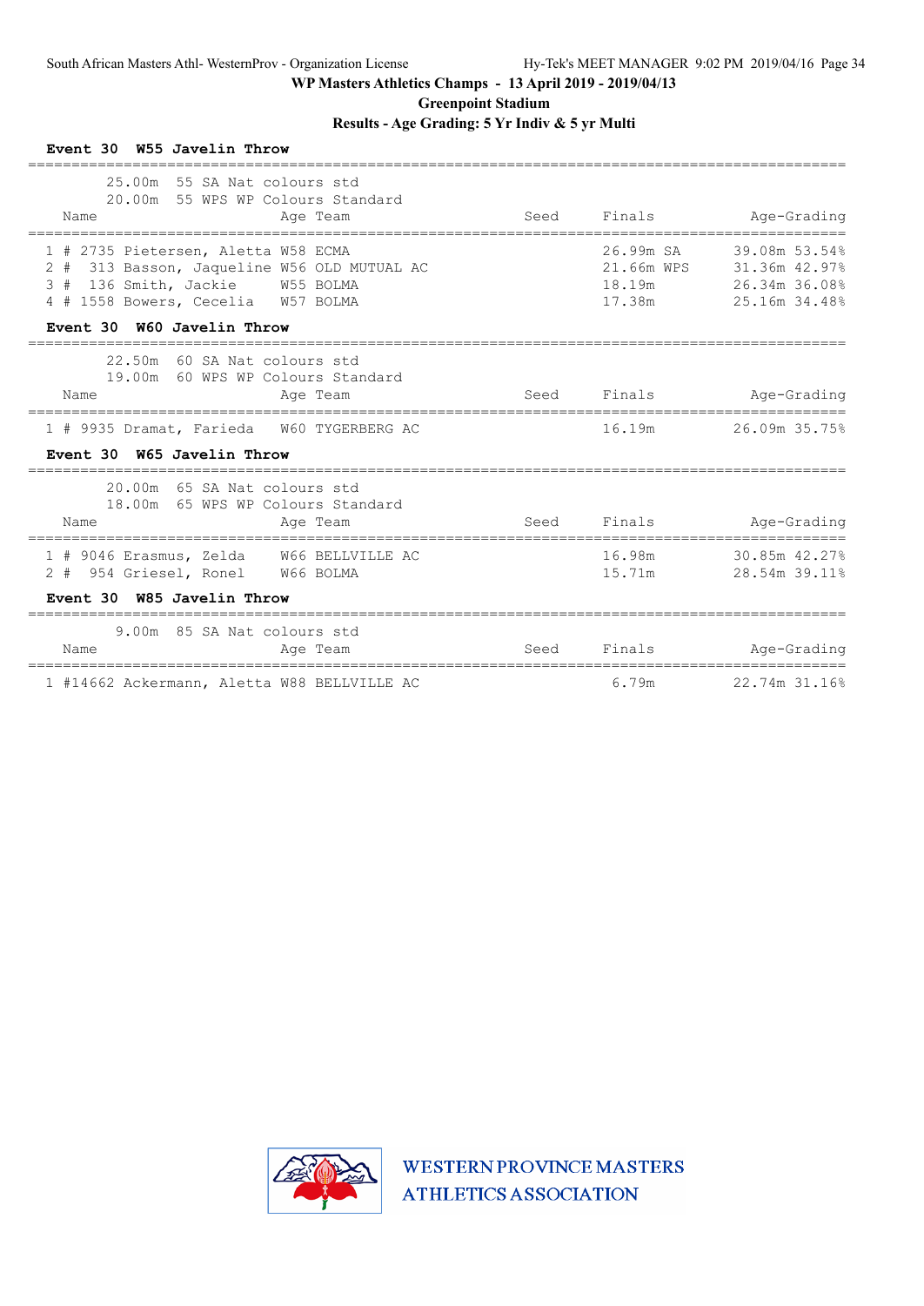South African Masters Athl- WesternProv - Organization License

Hy-Tek's MEET MANAGER 9:02 PM 2019/04/16

**WP Masters Athletics Champs - 13 April 2019 - 2019/04/13**

**Greenpoint Stadium**

**Results - Age Grading: 5 Yr Indiv & 5 yr Multi**

### Event 30 W55 Javelin Throw

25.00m 55 SA Nat colours std
20.00m 55 WPS WP Colours Standard

| Place | Name | Age | Team | Seed | Finals | Age-Grading |
|---|---|---|---|---|---|---|
| 1 | # 2735 Pietersen, Aletta | W58 | ECMA | | 26.99m SA | 39.08m 53.54% |
| 2 | # 313 Basson, Jaqueline | W56 | OLD MUTUAL AC | | 21.66m WPS | 31.36m 42.97% |
| 3 | # 136 Smith, Jackie | W55 | BOLMA | | 18.19m | 26.34m 36.08% |
| 4 | # 1558 Bowers, Cecelia | W57 | BOLMA | | 17.38m | 25.16m 34.48% |

### Event 30 W60 Javelin Throw

22.50m 60 SA Nat colours std
19.00m 60 WPS WP Colours Standard

| Place | Name | Age | Team | Seed | Finals | Age-Grading |
|---|---|---|---|---|---|---|
| 1 | # 9935 Dramat, Farieda | W60 | TYGERBERG AC | | 16.19m | 26.09m 35.75% |

### Event 30 W65 Javelin Throw

20.00m 65 SA Nat colours std
18.00m 65 WPS WP Colours Standard

| Place | Name | Age | Team | Seed | Finals | Age-Grading |
|---|---|---|---|---|---|---|
| 1 | # 9046 Erasmus, Zelda | W66 | BELLVILLE AC | | 16.98m | 30.85m 42.27% |
| 2 | # 954 Griesel, Ronel | W66 | BOLMA | | 15.71m | 28.54m 39.11% |

### Event 30 W85 Javelin Throw

9.00m 85 SA Nat colours std

| Place | Name | Age | Team | Seed | Finals | Age-Grading |
|---|---|---|---|---|---|---|
| 1 | #14662 Ackermann, Aletta | W88 | BELLVILLE AC | | 6.79m | 22.74m 31.16% |

WESTERN PROVINCE MASTERS ATHLETICS ASSOCIATION